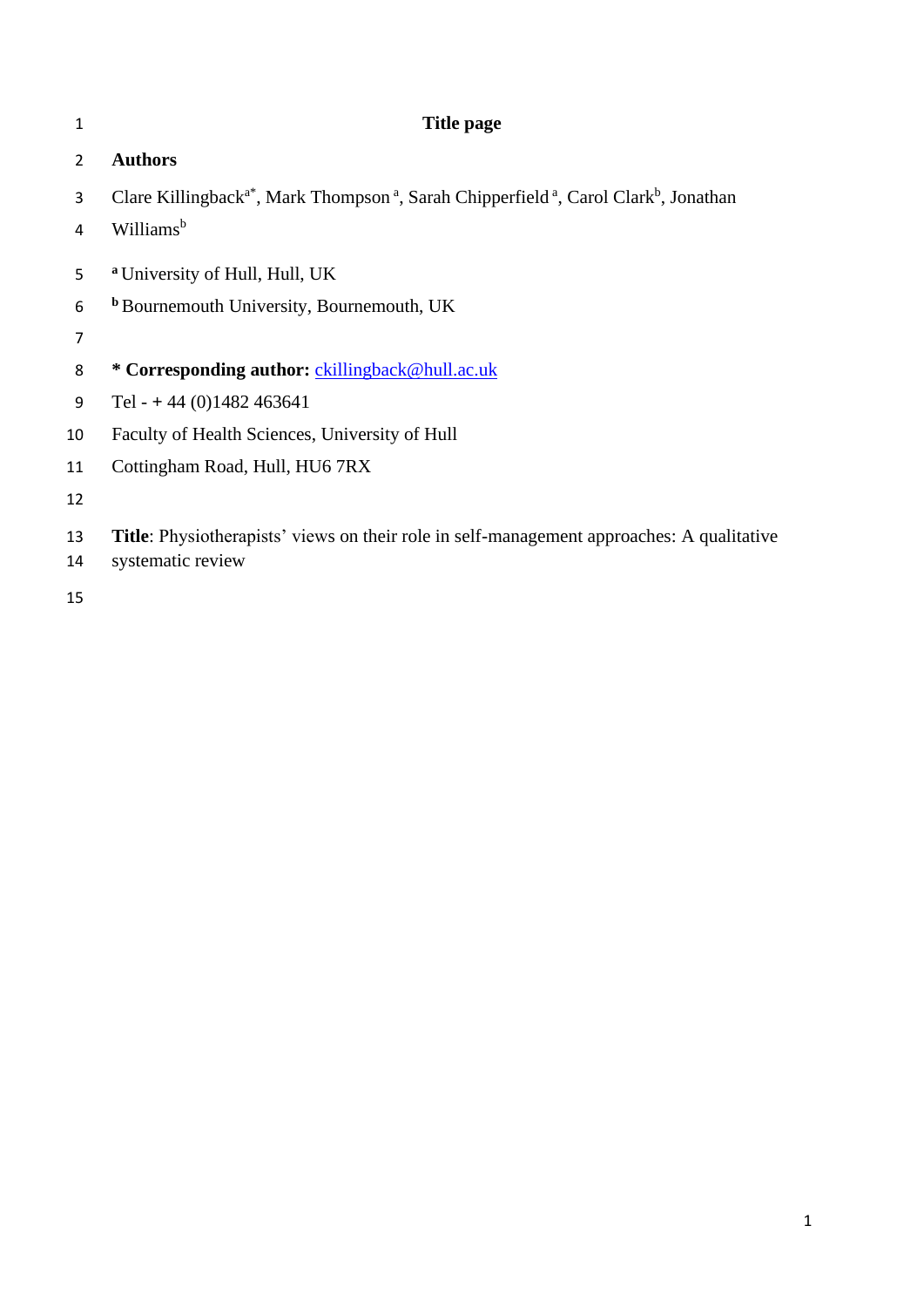# Title page

## Authors

Clare Killingback[a*], Mark Thompson[a], Sarah Chipperfield[a], Carol Clark[b], Jonathan Williams[b]

[a] University of Hull, Hull, UK

[b] Bournemouth University, Bournemouth, UK

**\* Corresponding author:** ckillingback@hull.ac.uk

Tel - + 44 (0)1482 463641

Faculty of Health Sciences, University of Hull

Cottingham Road, Hull, HU6 7RX

**Title**: Physiotherapists' views on their role in self-management approaches: A qualitative systematic review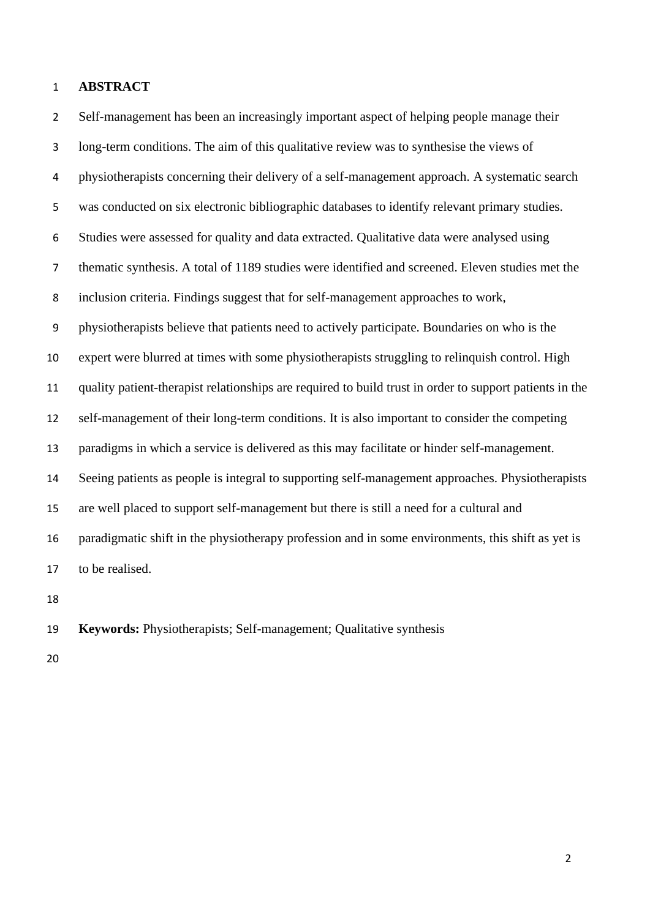# ABSTRACT

Self-management has been an increasingly important aspect of helping people manage their long-term conditions. The aim of this qualitative review was to synthesise the views of physiotherapists concerning their delivery of a self-management approach. A systematic search was conducted on six electronic bibliographic databases to identify relevant primary studies. Studies were assessed for quality and data extracted. Qualitative data were analysed using thematic synthesis. A total of 1189 studies were identified and screened. Eleven studies met the inclusion criteria. Findings suggest that for self-management approaches to work, physiotherapists believe that patients need to actively participate. Boundaries on who is the expert were blurred at times with some physiotherapists struggling to relinquish control. High quality patient-therapist relationships are required to build trust in order to support patients in the self-management of their long-term conditions. It is also important to consider the competing paradigms in which a service is delivered as this may facilitate or hinder self-management. Seeing patients as people is integral to supporting self-management approaches. Physiotherapists are well placed to support self-management but there is still a need for a cultural and paradigmatic shift in the physiotherapy profession and in some environments, this shift as yet is to be realised.

**Keywords:** Physiotherapists; Self-management; Qualitative synthesis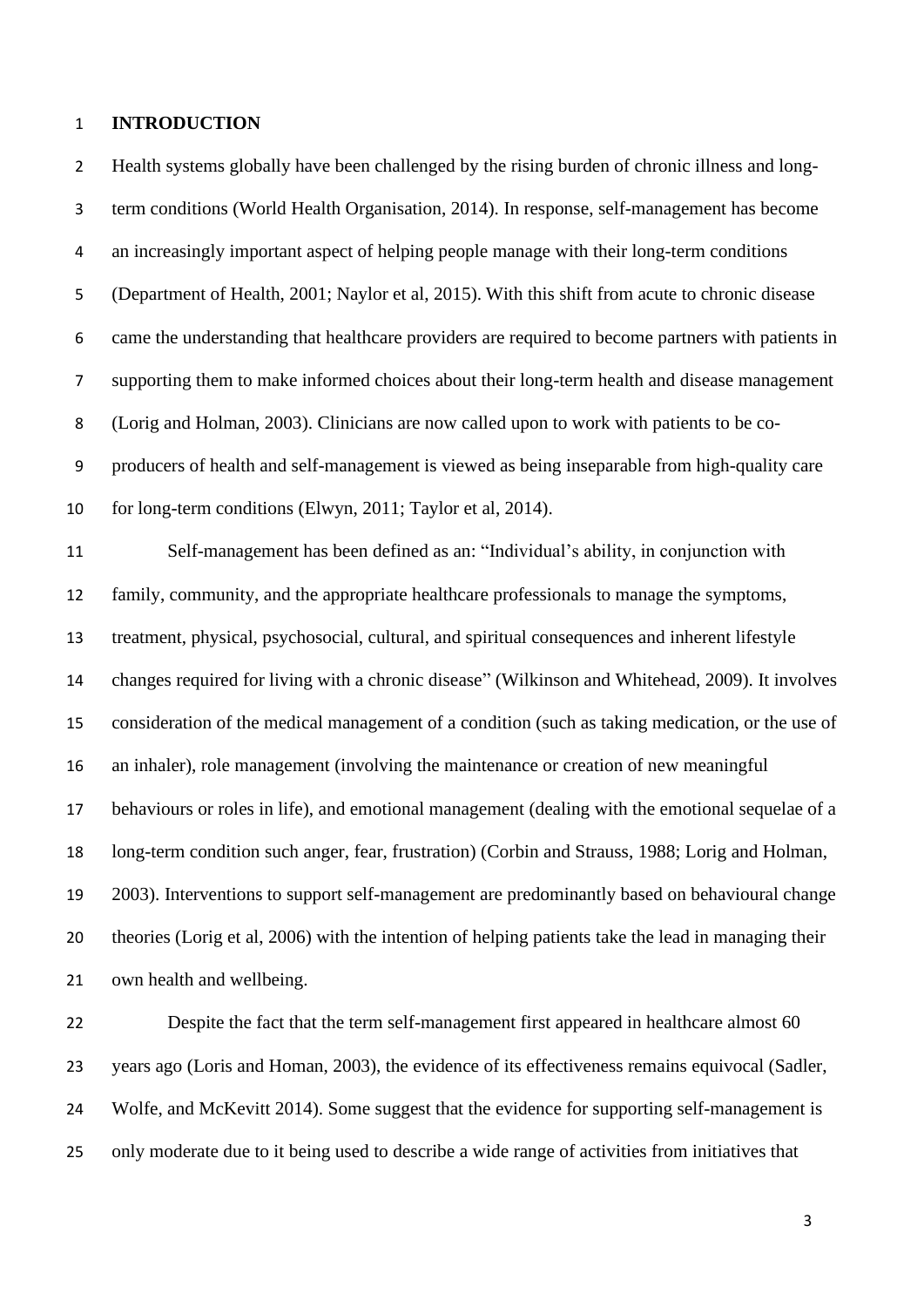# INTRODUCTION

Health systems globally have been challenged by the rising burden of chronic illness and long-term conditions (World Health Organisation, 2014). In response, self-management has become an increasingly important aspect of helping people manage with their long-term conditions (Department of Health, 2001; Naylor et al, 2015). With this shift from acute to chronic disease came the understanding that healthcare providers are required to become partners with patients in supporting them to make informed choices about their long-term health and disease management (Lorig and Holman, 2003). Clinicians are now called upon to work with patients to be co-producers of health and self-management is viewed as being inseparable from high-quality care for long-term conditions (Elwyn, 2011; Taylor et al, 2014).

Self-management has been defined as an: "Individual's ability, in conjunction with family, community, and the appropriate healthcare professionals to manage the symptoms, treatment, physical, psychosocial, cultural, and spiritual consequences and inherent lifestyle changes required for living with a chronic disease" (Wilkinson and Whitehead, 2009). It involves consideration of the medical management of a condition (such as taking medication, or the use of an inhaler), role management (involving the maintenance or creation of new meaningful behaviours or roles in life), and emotional management (dealing with the emotional sequelae of a long-term condition such anger, fear, frustration) (Corbin and Strauss, 1988; Lorig and Holman, 2003). Interventions to support self-management are predominantly based on behavioural change theories (Lorig et al, 2006) with the intention of helping patients take the lead in managing their own health and wellbeing.

Despite the fact that the term self-management first appeared in healthcare almost 60 years ago (Loris and Homan, 2003), the evidence of its effectiveness remains equivocal (Sadler, Wolfe, and McKevitt 2014). Some suggest that the evidence for supporting self-management is only moderate due to it being used to describe a wide range of activities from initiatives that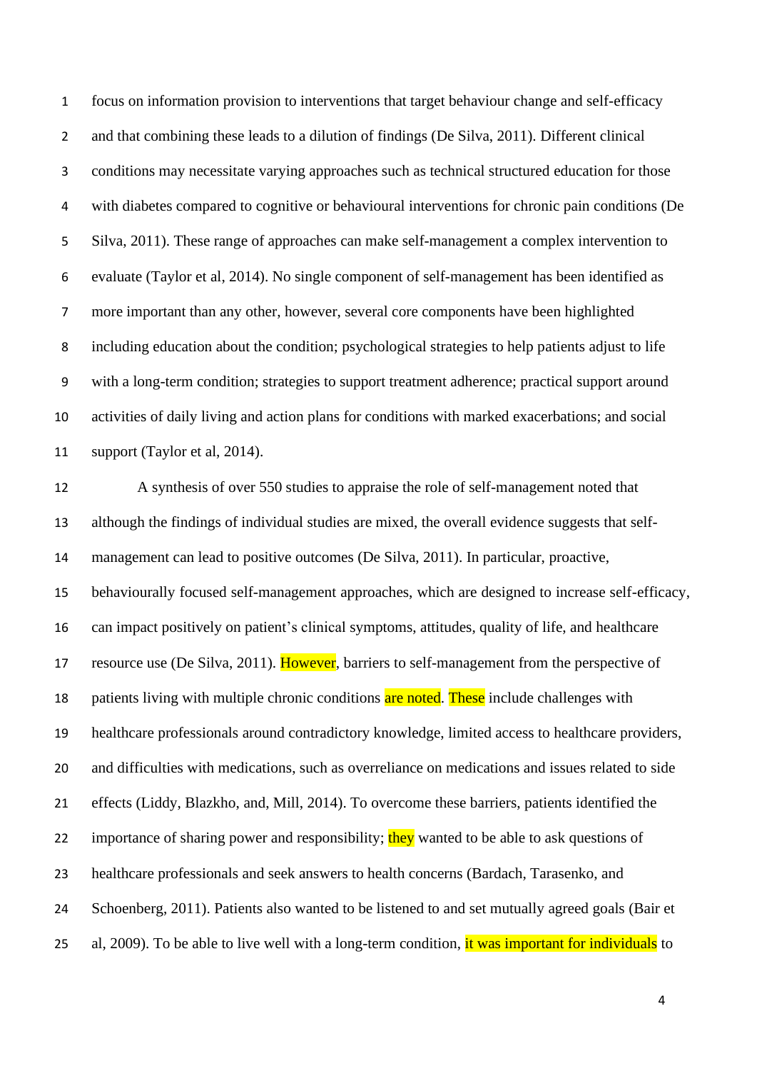focus on information provision to interventions that target behaviour change and self-efficacy and that combining these leads to a dilution of findings (De Silva, 2011). Different clinical conditions may necessitate varying approaches such as technical structured education for those with diabetes compared to cognitive or behavioural interventions for chronic pain conditions (De Silva, 2011). These range of approaches can make self-management a complex intervention to evaluate (Taylor et al, 2014). No single component of self-management has been identified as more important than any other, however, several core components have been highlighted including education about the condition; psychological strategies to help patients adjust to life with a long-term condition; strategies to support treatment adherence; practical support around activities of daily living and action plans for conditions with marked exacerbations; and social support (Taylor et al, 2014).

A synthesis of over 550 studies to appraise the role of self-management noted that although the findings of individual studies are mixed, the overall evidence suggests that self-management can lead to positive outcomes (De Silva, 2011). In particular, proactive, behaviourally focused self-management approaches, which are designed to increase self-efficacy, can impact positively on patient's clinical symptoms, attitudes, quality of life, and healthcare resource use (De Silva, 2011). However, barriers to self-management from the perspective of patients living with multiple chronic conditions are noted. These include challenges with healthcare professionals around contradictory knowledge, limited access to healthcare providers, and difficulties with medications, such as overreliance on medications and issues related to side effects (Liddy, Blazkho, and, Mill, 2014). To overcome these barriers, patients identified the importance of sharing power and responsibility; they wanted to be able to ask questions of healthcare professionals and seek answers to health concerns (Bardach, Tarasenko, and Schoenberg, 2011). Patients also wanted to be listened to and set mutually agreed goals (Bair et al, 2009). To be able to live well with a long-term condition, it was important for individuals to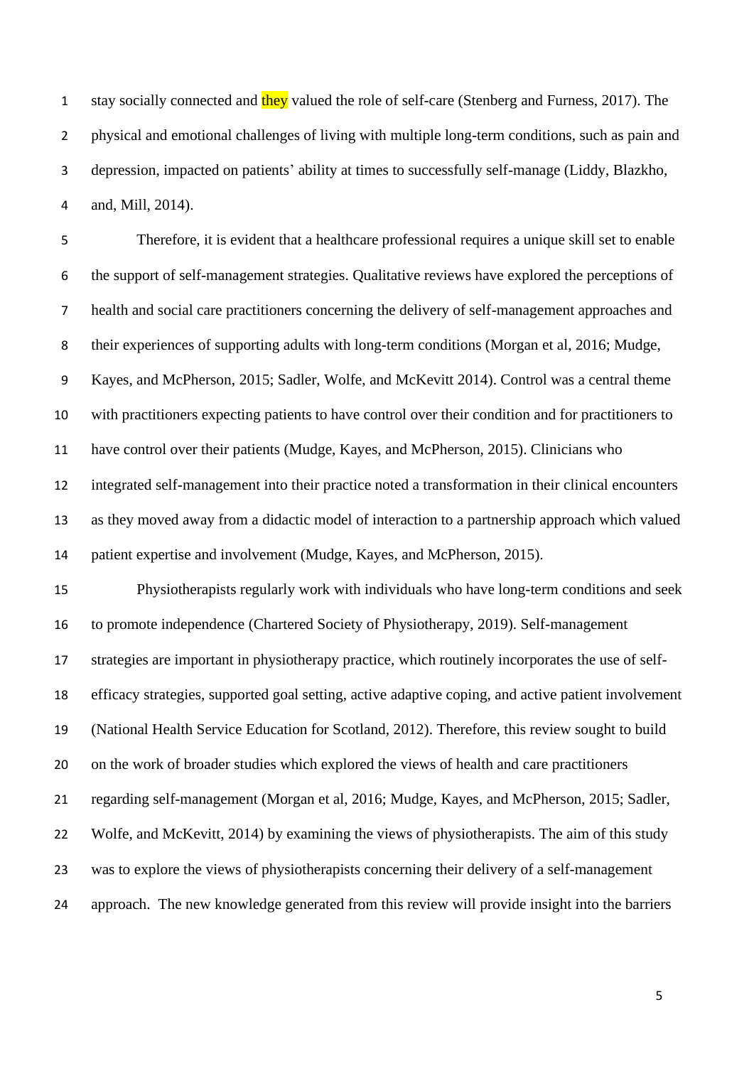stay socially connected and they valued the role of self-care (Stenberg and Furness, 2017). The physical and emotional challenges of living with multiple long-term conditions, such as pain and depression, impacted on patients' ability at times to successfully self-manage (Liddy, Blazkho, and, Mill, 2014).

Therefore, it is evident that a healthcare professional requires a unique skill set to enable the support of self-management strategies. Qualitative reviews have explored the perceptions of health and social care practitioners concerning the delivery of self-management approaches and their experiences of supporting adults with long-term conditions (Morgan et al, 2016; Mudge, Kayes, and McPherson, 2015; Sadler, Wolfe, and McKevitt 2014). Control was a central theme with practitioners expecting patients to have control over their condition and for practitioners to have control over their patients (Mudge, Kayes, and McPherson, 2015). Clinicians who integrated self-management into their practice noted a transformation in their clinical encounters as they moved away from a didactic model of interaction to a partnership approach which valued patient expertise and involvement (Mudge, Kayes, and McPherson, 2015).

Physiotherapists regularly work with individuals who have long-term conditions and seek to promote independence (Chartered Society of Physiotherapy, 2019). Self-management strategies are important in physiotherapy practice, which routinely incorporates the use of self-efficacy strategies, supported goal setting, active adaptive coping, and active patient involvement (National Health Service Education for Scotland, 2012). Therefore, this review sought to build on the work of broader studies which explored the views of health and care practitioners regarding self-management (Morgan et al, 2016; Mudge, Kayes, and McPherson, 2015; Sadler, Wolfe, and McKevitt, 2014) by examining the views of physiotherapists. The aim of this study was to explore the views of physiotherapists concerning their delivery of a self-management approach. The new knowledge generated from this review will provide insight into the barriers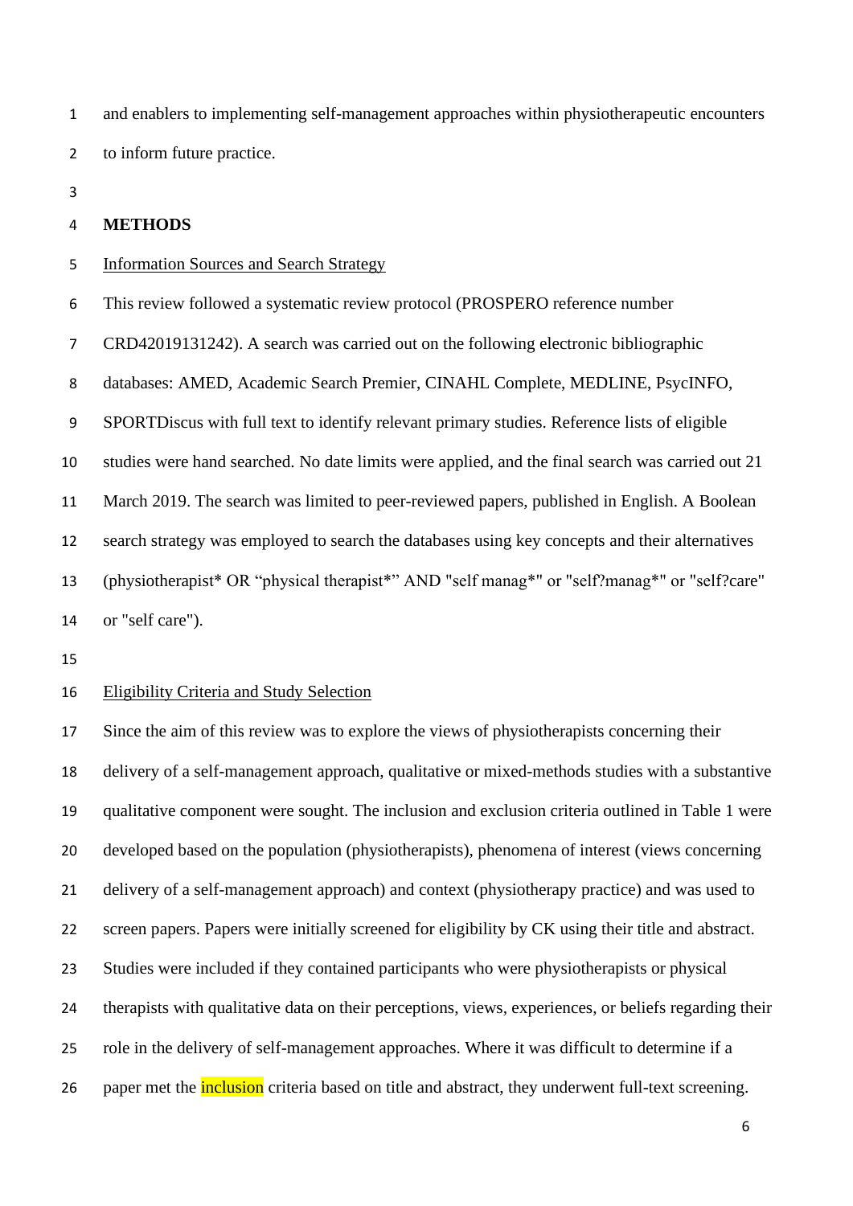and enablers to implementing self-management approaches within physiotherapeutic encounters to inform future practice.

## METHODS

### Information Sources and Search Strategy

This review followed a systematic review protocol (PROSPERO reference number CRD42019131242). A search was carried out on the following electronic bibliographic databases: AMED, Academic Search Premier, CINAHL Complete, MEDLINE, PsycINFO, SPORTDiscus with full text to identify relevant primary studies. Reference lists of eligible studies were hand searched. No date limits were applied, and the final search was carried out 21 March 2019. The search was limited to peer-reviewed papers, published in English. A Boolean search strategy was employed to search the databases using key concepts and their alternatives (physiotherapist* OR "physical therapist*" AND "self manag*" or "self?manag*" or "self?care" or "self care").

### Eligibility Criteria and Study Selection

Since the aim of this review was to explore the views of physiotherapists concerning their delivery of a self-management approach, qualitative or mixed-methods studies with a substantive qualitative component were sought. The inclusion and exclusion criteria outlined in Table 1 were developed based on the population (physiotherapists), phenomena of interest (views concerning delivery of a self-management approach) and context (physiotherapy practice) and was used to screen papers. Papers were initially screened for eligibility by CK using their title and abstract. Studies were included if they contained participants who were physiotherapists or physical therapists with qualitative data on their perceptions, views, experiences, or beliefs regarding their role in the delivery of self-management approaches. Where it was difficult to determine if a paper met the inclusion criteria based on title and abstract, they underwent full-text screening.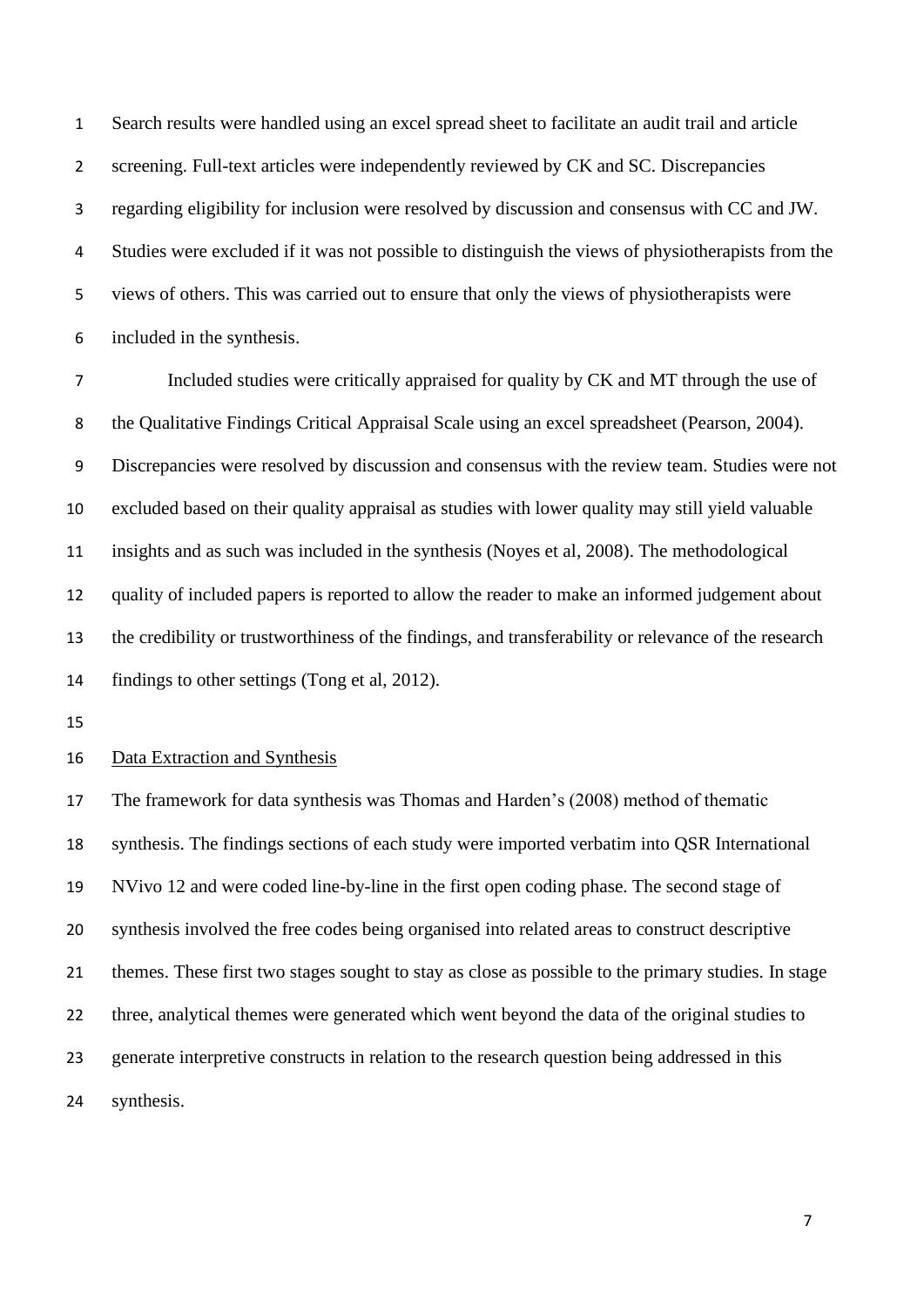Search results were handled using an excel spread sheet to facilitate an audit trail and article screening. Full-text articles were independently reviewed by CK and SC. Discrepancies regarding eligibility for inclusion were resolved by discussion and consensus with CC and JW. Studies were excluded if it was not possible to distinguish the views of physiotherapists from the views of others. This was carried out to ensure that only the views of physiotherapists were included in the synthesis.

Included studies were critically appraised for quality by CK and MT through the use of the Qualitative Findings Critical Appraisal Scale using an excel spreadsheet (Pearson, 2004). Discrepancies were resolved by discussion and consensus with the review team. Studies were not excluded based on their quality appraisal as studies with lower quality may still yield valuable insights and as such was included in the synthesis (Noyes et al, 2008). The methodological quality of included papers is reported to allow the reader to make an informed judgement about the credibility or trustworthiness of the findings, and transferability or relevance of the research findings to other settings (Tong et al, 2012).

## Data Extraction and Synthesis

The framework for data synthesis was Thomas and Harden's (2008) method of thematic synthesis. The findings sections of each study were imported verbatim into QSR International NVivo 12 and were coded line-by-line in the first open coding phase. The second stage of synthesis involved the free codes being organised into related areas to construct descriptive themes. These first two stages sought to stay as close as possible to the primary studies. In stage three, analytical themes were generated which went beyond the data of the original studies to generate interpretive constructs in relation to the research question being addressed in this synthesis.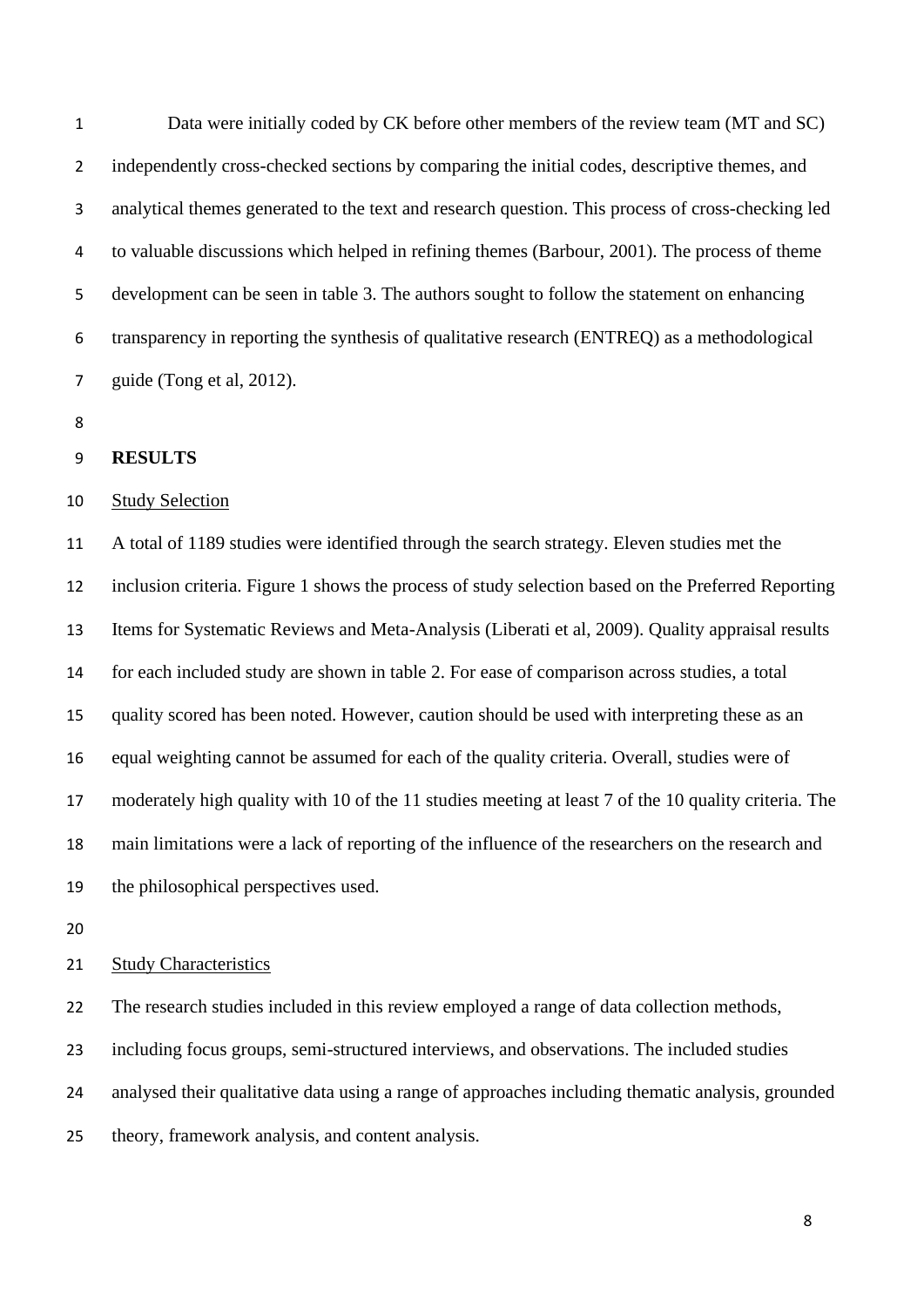Data were initially coded by CK before other members of the review team (MT and SC) independently cross-checked sections by comparing the initial codes, descriptive themes, and analytical themes generated to the text and research question. This process of cross-checking led to valuable discussions which helped in refining themes (Barbour, 2001). The process of theme development can be seen in table 3. The authors sought to follow the statement on enhancing transparency in reporting the synthesis of qualitative research (ENTREQ) as a methodological guide (Tong et al, 2012).

## RESULTS

### Study Selection

A total of 1189 studies were identified through the search strategy. Eleven studies met the inclusion criteria. Figure 1 shows the process of study selection based on the Preferred Reporting Items for Systematic Reviews and Meta-Analysis (Liberati et al, 2009). Quality appraisal results for each included study are shown in table 2. For ease of comparison across studies, a total quality scored has been noted. However, caution should be used with interpreting these as an equal weighting cannot be assumed for each of the quality criteria. Overall, studies were of moderately high quality with 10 of the 11 studies meeting at least 7 of the 10 quality criteria. The main limitations were a lack of reporting of the influence of the researchers on the research and the philosophical perspectives used.

### Study Characteristics

The research studies included in this review employed a range of data collection methods, including focus groups, semi-structured interviews, and observations. The included studies analysed their qualitative data using a range of approaches including thematic analysis, grounded theory, framework analysis, and content analysis.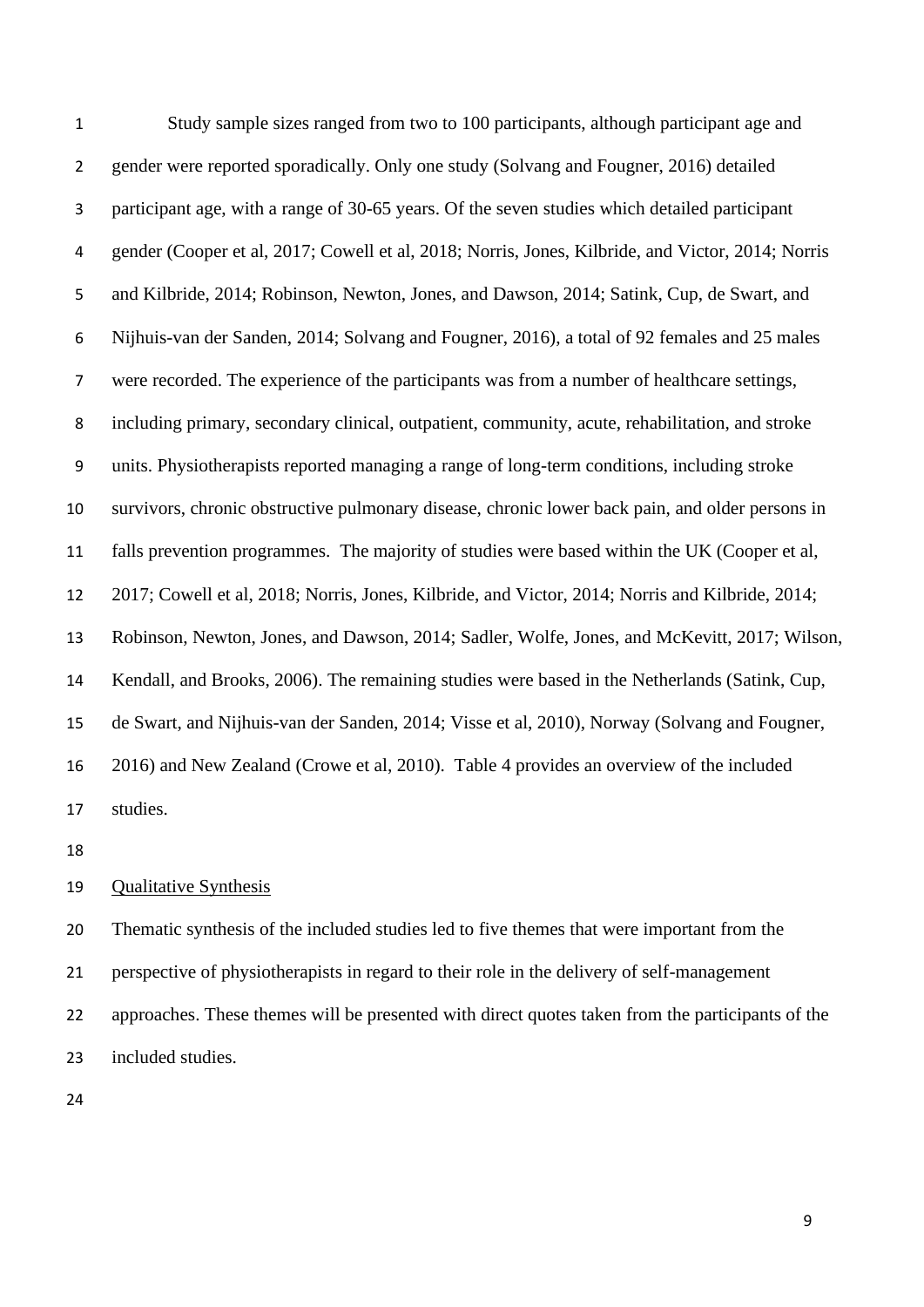Study sample sizes ranged from two to 100 participants, although participant age and gender were reported sporadically. Only one study (Solvang and Fougner, 2016) detailed participant age, with a range of 30-65 years. Of the seven studies which detailed participant gender (Cooper et al, 2017; Cowell et al, 2018; Norris, Jones, Kilbride, and Victor, 2014; Norris and Kilbride, 2014; Robinson, Newton, Jones, and Dawson, 2014; Satink, Cup, de Swart, and Nijhuis-van der Sanden, 2014; Solvang and Fougner, 2016), a total of 92 females and 25 males were recorded. The experience of the participants was from a number of healthcare settings, including primary, secondary clinical, outpatient, community, acute, rehabilitation, and stroke units. Physiotherapists reported managing a range of long-term conditions, including stroke survivors, chronic obstructive pulmonary disease, chronic lower back pain, and older persons in falls prevention programmes. The majority of studies were based within the UK (Cooper et al, 2017; Cowell et al, 2018; Norris, Jones, Kilbride, and Victor, 2014; Norris and Kilbride, 2014; Robinson, Newton, Jones, and Dawson, 2014; Sadler, Wolfe, Jones, and McKevitt, 2017; Wilson, Kendall, and Brooks, 2006). The remaining studies were based in the Netherlands (Satink, Cup, de Swart, and Nijhuis-van der Sanden, 2014; Visse et al, 2010), Norway (Solvang and Fougner, 2016) and New Zealand (Crowe et al, 2010). Table 4 provides an overview of the included studies.

Qualitative Synthesis

Thematic synthesis of the included studies led to five themes that were important from the perspective of physiotherapists in regard to their role in the delivery of self-management approaches. These themes will be presented with direct quotes taken from the participants of the included studies.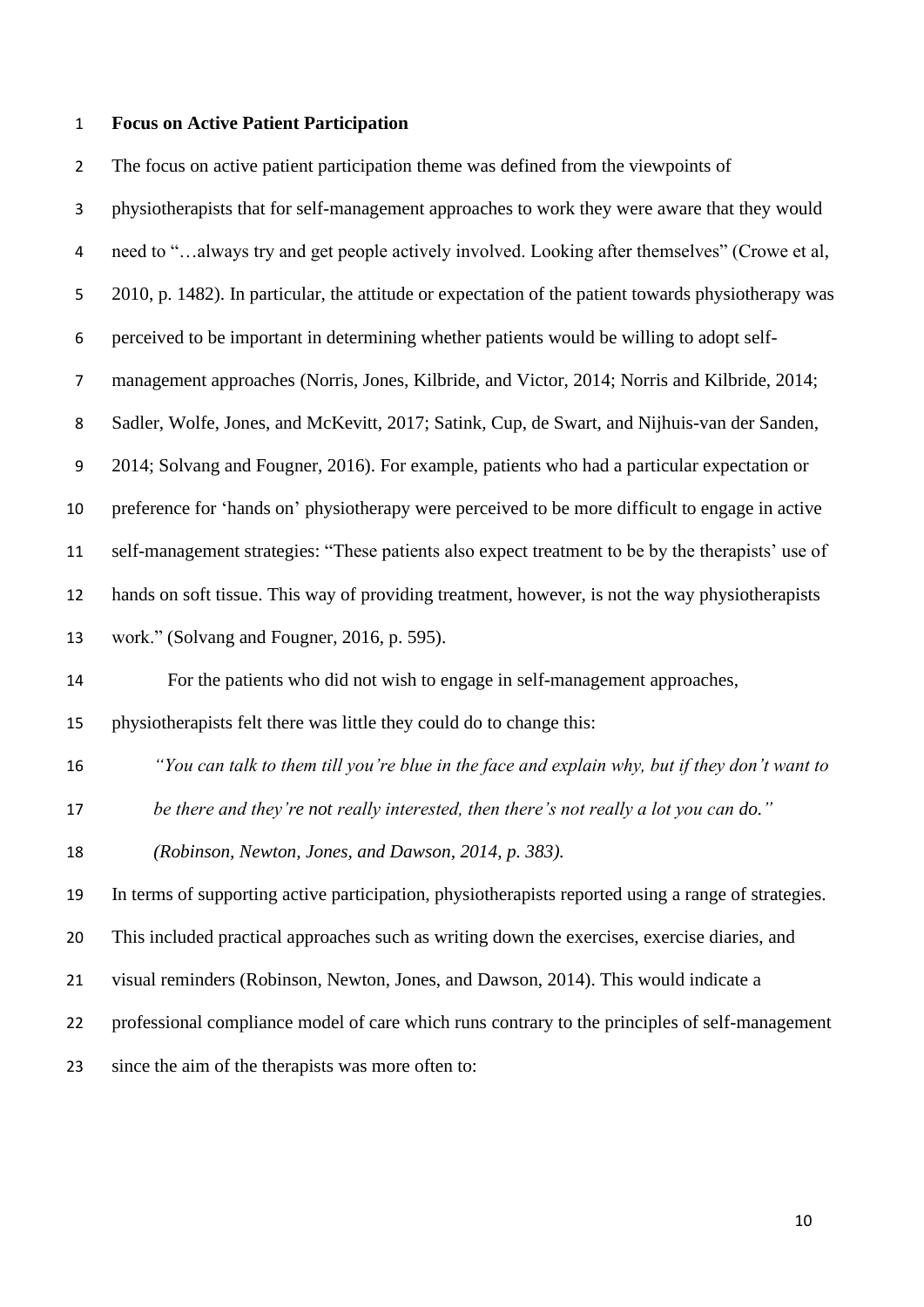**Focus on Active Patient Participation**

The focus on active patient participation theme was defined from the viewpoints of physiotherapists that for self-management approaches to work they were aware that they would need to "…always try and get people actively involved. Looking after themselves" (Crowe et al, 2010, p. 1482). In particular, the attitude or expectation of the patient towards physiotherapy was perceived to be important in determining whether patients would be willing to adopt self-management approaches (Norris, Jones, Kilbride, and Victor, 2014; Norris and Kilbride, 2014; Sadler, Wolfe, Jones, and McKevitt, 2017; Satink, Cup, de Swart, and Nijhuis-van der Sanden, 2014; Solvang and Fougner, 2016). For example, patients who had a particular expectation or preference for 'hands on' physiotherapy were perceived to be more difficult to engage in active self-management strategies: "These patients also expect treatment to be by the therapists' use of hands on soft tissue. This way of providing treatment, however, is not the way physiotherapists work." (Solvang and Fougner, 2016, p. 595).

For the patients who did not wish to engage in self-management approaches, physiotherapists felt there was little they could do to change this:

> *"You can talk to them till you're blue in the face and explain why, but if they don't want to be there and they're not really interested, then there's not really a lot you can do." (Robinson, Newton, Jones, and Dawson, 2014, p. 383).*

In terms of supporting active participation, physiotherapists reported using a range of strategies. This included practical approaches such as writing down the exercises, exercise diaries, and visual reminders (Robinson, Newton, Jones, and Dawson, 2014). This would indicate a professional compliance model of care which runs contrary to the principles of self-management since the aim of the therapists was more often to: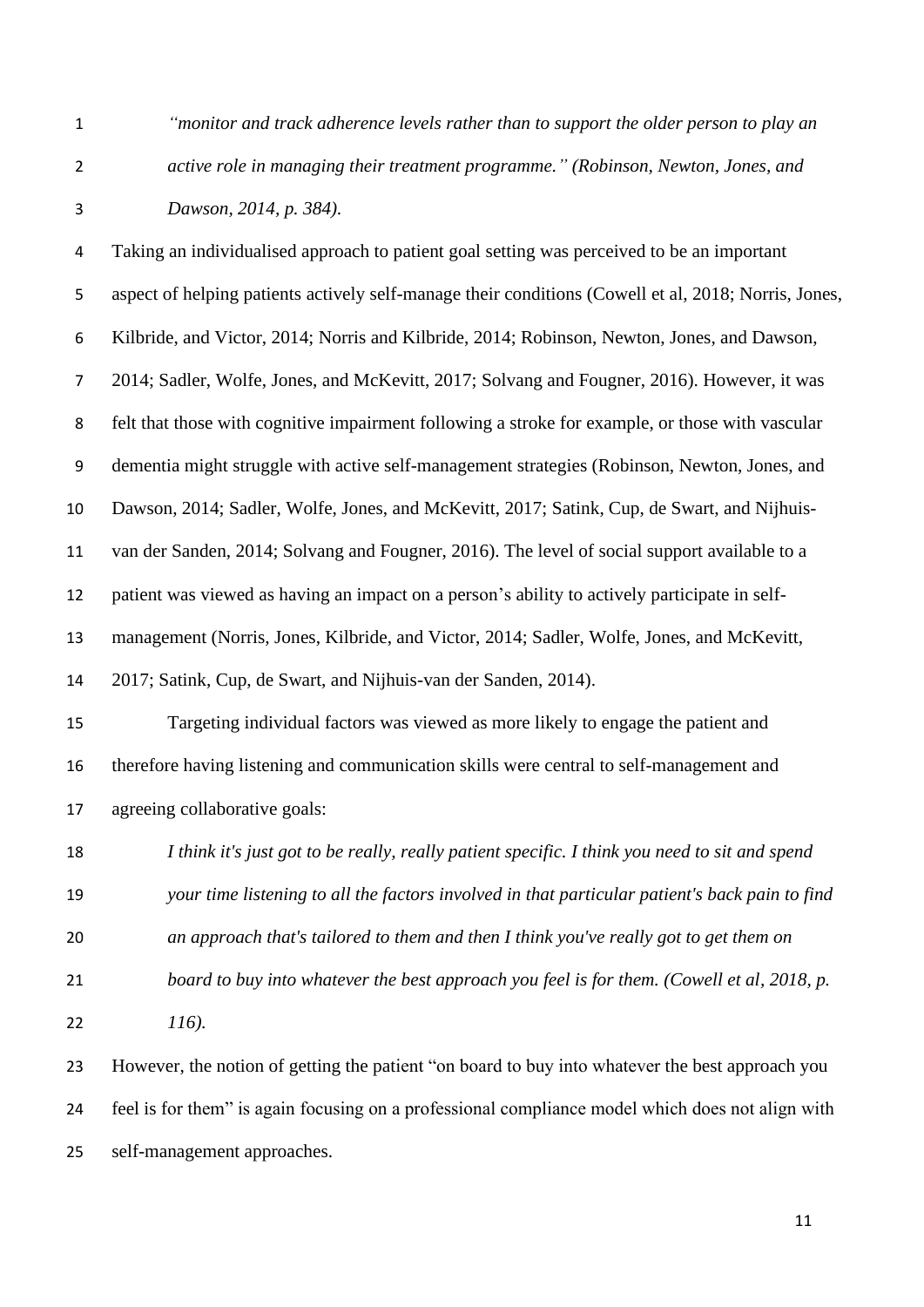*"monitor and track adherence levels rather than to support the older person to play an active role in managing their treatment programme." (Robinson, Newton, Jones, and Dawson, 2014, p. 384).*

Taking an individualised approach to patient goal setting was perceived to be an important aspect of helping patients actively self-manage their conditions (Cowell et al, 2018; Norris, Jones, Kilbride, and Victor, 2014; Norris and Kilbride, 2014; Robinson, Newton, Jones, and Dawson, 2014; Sadler, Wolfe, Jones, and McKevitt, 2017; Solvang and Fougner, 2016). However, it was felt that those with cognitive impairment following a stroke for example, or those with vascular dementia might struggle with active self-management strategies (Robinson, Newton, Jones, and Dawson, 2014; Sadler, Wolfe, Jones, and McKevitt, 2017; Satink, Cup, de Swart, and Nijhuis-van der Sanden, 2014; Solvang and Fougner, 2016). The level of social support available to a patient was viewed as having an impact on a person's ability to actively participate in self-management (Norris, Jones, Kilbride, and Victor, 2014; Sadler, Wolfe, Jones, and McKevitt, 2017; Satink, Cup, de Swart, and Nijhuis-van der Sanden, 2014).

Targeting individual factors was viewed as more likely to engage the patient and therefore having listening and communication skills were central to self-management and agreeing collaborative goals:

*I think it's just got to be really, really patient specific. I think you need to sit and spend your time listening to all the factors involved in that particular patient's back pain to find an approach that's tailored to them and then I think you've really got to get them on board to buy into whatever the best approach you feel is for them. (Cowell et al, 2018, p. 116).*

However, the notion of getting the patient "on board to buy into whatever the best approach you feel is for them" is again focusing on a professional compliance model which does not align with self-management approaches.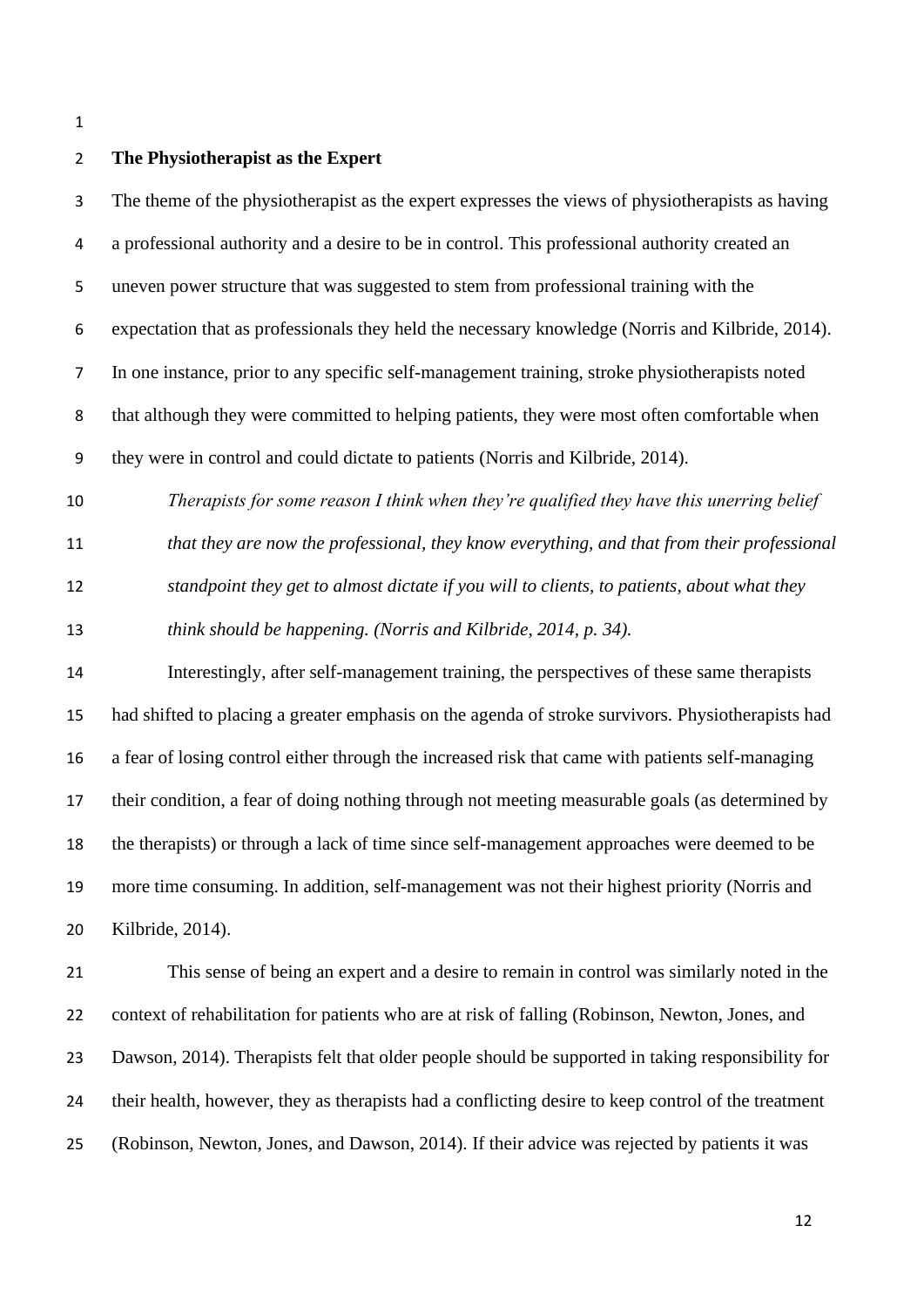## The Physiotherapist as the Expert

The theme of the physiotherapist as the expert expresses the views of physiotherapists as having a professional authority and a desire to be in control. This professional authority created an uneven power structure that was suggested to stem from professional training with the expectation that as professionals they held the necessary knowledge (Norris and Kilbride, 2014). In one instance, prior to any specific self-management training, stroke physiotherapists noted that although they were committed to helping patients, they were most often comfortable when they were in control and could dictate to patients (Norris and Kilbride, 2014).

> *Therapists for some reason I think when they're qualified they have this unerring belief that they are now the professional, they know everything, and that from their professional standpoint they get to almost dictate if you will to clients, to patients, about what they think should be happening. (Norris and Kilbride, 2014, p. 34).*

Interestingly, after self-management training, the perspectives of these same therapists had shifted to placing a greater emphasis on the agenda of stroke survivors. Physiotherapists had a fear of losing control either through the increased risk that came with patients self-managing their condition, a fear of doing nothing through not meeting measurable goals (as determined by the therapists) or through a lack of time since self-management approaches were deemed to be more time consuming. In addition, self-management was not their highest priority (Norris and Kilbride, 2014).

This sense of being an expert and a desire to remain in control was similarly noted in the context of rehabilitation for patients who are at risk of falling (Robinson, Newton, Jones, and Dawson, 2014). Therapists felt that older people should be supported in taking responsibility for their health, however, they as therapists had a conflicting desire to keep control of the treatment (Robinson, Newton, Jones, and Dawson, 2014). If their advice was rejected by patients it was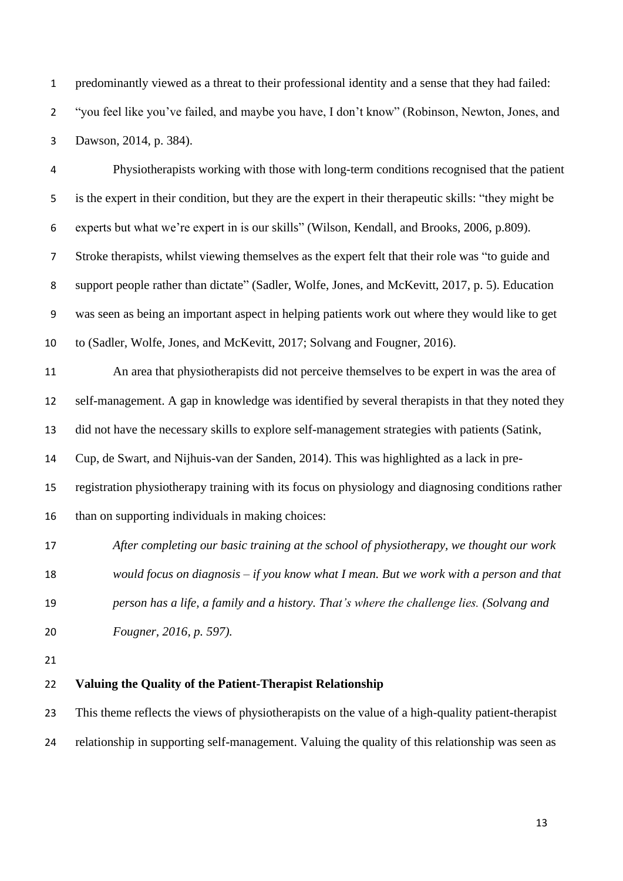predominantly viewed as a threat to their professional identity and a sense that they had failed: "you feel like you've failed, and maybe you have, I don't know" (Robinson, Newton, Jones, and Dawson, 2014, p. 384).

Physiotherapists working with those with long-term conditions recognised that the patient is the expert in their condition, but they are the expert in their therapeutic skills: "they might be experts but what we're expert in is our skills" (Wilson, Kendall, and Brooks, 2006, p.809). Stroke therapists, whilst viewing themselves as the expert felt that their role was "to guide and support people rather than dictate" (Sadler, Wolfe, Jones, and McKevitt, 2017, p. 5). Education was seen as being an important aspect in helping patients work out where they would like to get to (Sadler, Wolfe, Jones, and McKevitt, 2017; Solvang and Fougner, 2016).

An area that physiotherapists did not perceive themselves to be expert in was the area of self-management. A gap in knowledge was identified by several therapists in that they noted they did not have the necessary skills to explore self-management strategies with patients (Satink, Cup, de Swart, and Nijhuis-van der Sanden, 2014). This was highlighted as a lack in pre-registration physiotherapy training with its focus on physiology and diagnosing conditions rather than on supporting individuals in making choices:

> *After completing our basic training at the school of physiotherapy, we thought our work would focus on diagnosis – if you know what I mean. But we work with a person and that person has a life, a family and a history. That's where the challenge lies. (Solvang and Fougner, 2016, p. 597).*

**Valuing the Quality of the Patient-Therapist Relationship**

This theme reflects the views of physiotherapists on the value of a high-quality patient-therapist relationship in supporting self-management. Valuing the quality of this relationship was seen as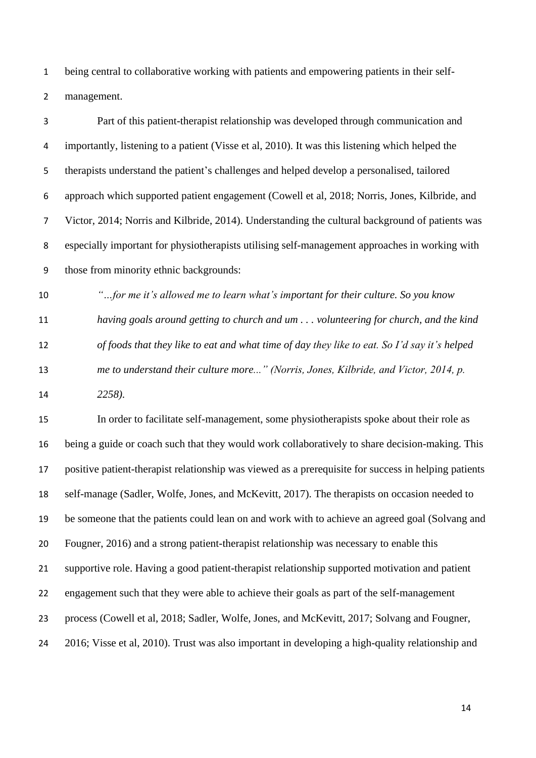being central to collaborative working with patients and empowering patients in their self-management.

Part of this patient-therapist relationship was developed through communication and importantly, listening to a patient (Visse et al, 2010). It was this listening which helped the therapists understand the patient's challenges and helped develop a personalised, tailored approach which supported patient engagement (Cowell et al, 2018; Norris, Jones, Kilbride, and Victor, 2014; Norris and Kilbride, 2014). Understanding the cultural background of patients was especially important for physiotherapists utilising self-management approaches in working with those from minority ethnic backgrounds:

> *"…for me it's allowed me to learn what's important for their culture. So you know having goals around getting to church and um . . . volunteering for church, and the kind of foods that they like to eat and what time of day they like to eat. So I'd say it's helped me to understand their culture more..." (Norris, Jones, Kilbride, and Victor, 2014, p. 2258).*

In order to facilitate self-management, some physiotherapists spoke about their role as being a guide or coach such that they would work collaboratively to share decision-making. This positive patient-therapist relationship was viewed as a prerequisite for success in helping patients self-manage (Sadler, Wolfe, Jones, and McKevitt, 2017). The therapists on occasion needed to be someone that the patients could lean on and work with to achieve an agreed goal (Solvang and Fougner, 2016) and a strong patient-therapist relationship was necessary to enable this supportive role. Having a good patient-therapist relationship supported motivation and patient engagement such that they were able to achieve their goals as part of the self-management process (Cowell et al, 2018; Sadler, Wolfe, Jones, and McKevitt, 2017; Solvang and Fougner, 2016; Visse et al, 2010). Trust was also important in developing a high-quality relationship and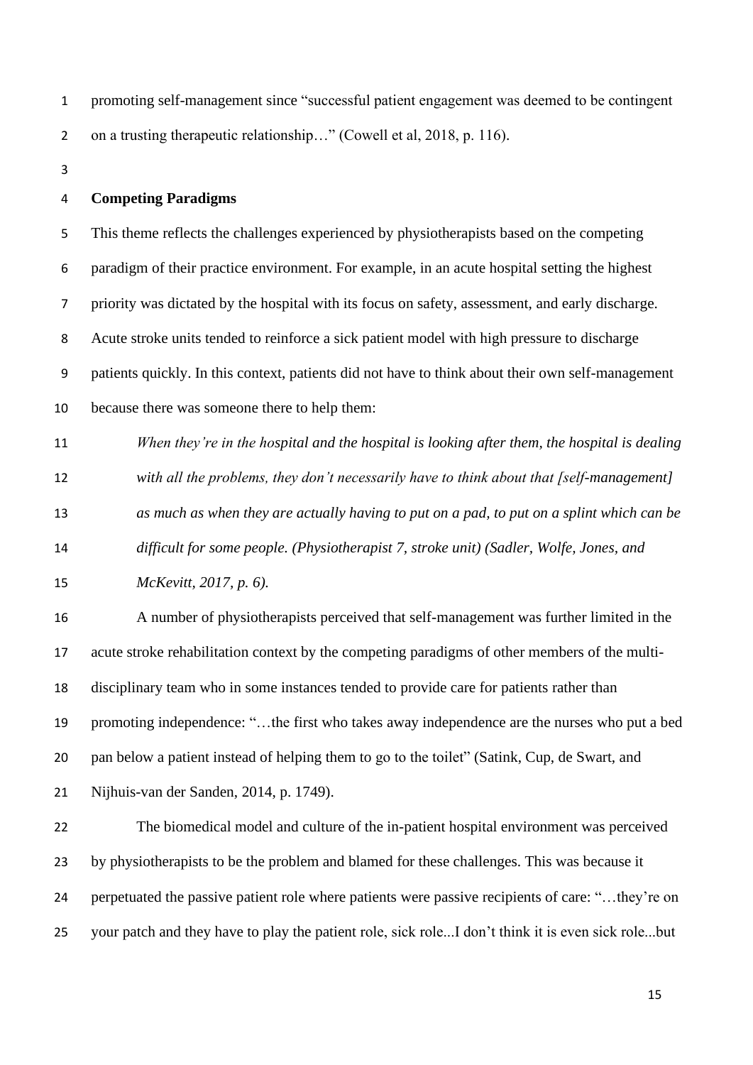promoting self-management since "successful patient engagement was deemed to be contingent on a trusting therapeutic relationship…" (Cowell et al, 2018, p. 116).

**Competing Paradigms**

This theme reflects the challenges experienced by physiotherapists based on the competing paradigm of their practice environment. For example, in an acute hospital setting the highest priority was dictated by the hospital with its focus on safety, assessment, and early discharge. Acute stroke units tended to reinforce a sick patient model with high pressure to discharge patients quickly. In this context, patients did not have to think about their own self-management because there was someone there to help them:

> *When they're in the hospital and the hospital is looking after them, the hospital is dealing with all the problems, they don't necessarily have to think about that [self-management] as much as when they are actually having to put on a pad, to put on a splint which can be difficult for some people. (Physiotherapist 7, stroke unit) (Sadler, Wolfe, Jones, and McKevitt, 2017, p. 6).*

A number of physiotherapists perceived that self-management was further limited in the acute stroke rehabilitation context by the competing paradigms of other members of the multi-disciplinary team who in some instances tended to provide care for patients rather than promoting independence: "…the first who takes away independence are the nurses who put a bed pan below a patient instead of helping them to go to the toilet" (Satink, Cup, de Swart, and Nijhuis-van der Sanden, 2014, p. 1749).

The biomedical model and culture of the in-patient hospital environment was perceived by physiotherapists to be the problem and blamed for these challenges. This was because it perpetuated the passive patient role where patients were passive recipients of care: "…they're on your patch and they have to play the patient role, sick role...I don't think it is even sick role...but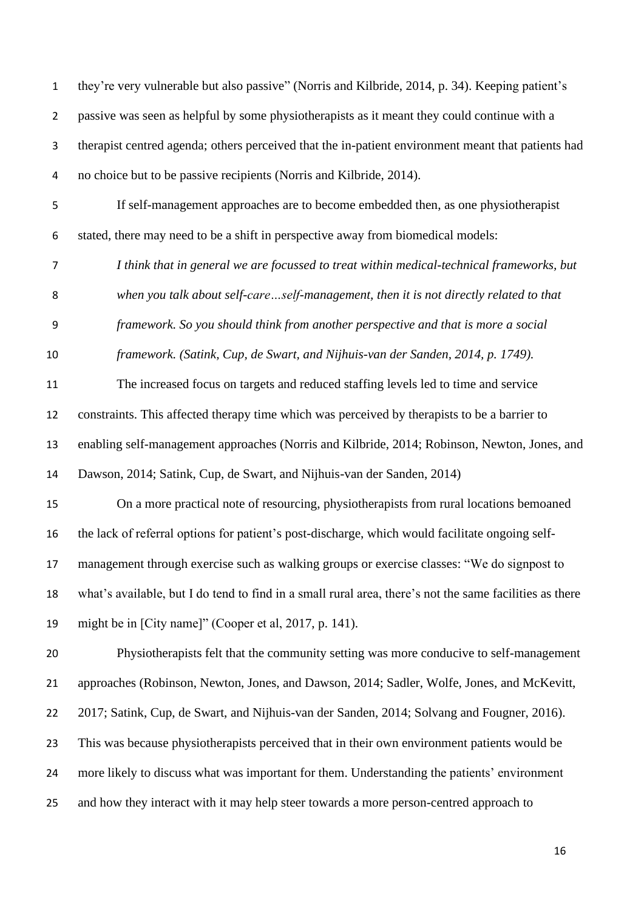they're very vulnerable but also passive" (Norris and Kilbride, 2014, p. 34). Keeping patient's passive was seen as helpful by some physiotherapists as it meant they could continue with a therapist centred agenda; others perceived that the in-patient environment meant that patients had no choice but to be passive recipients (Norris and Kilbride, 2014).

If self-management approaches are to become embedded then, as one physiotherapist stated, there may need to be a shift in perspective away from biomedical models:

> *I think that in general we are focussed to treat within medical-technical frameworks, but when you talk about self-care…self-management, then it is not directly related to that framework. So you should think from another perspective and that is more a social framework. (Satink, Cup, de Swart, and Nijhuis-van der Sanden, 2014, p. 1749).*

The increased focus on targets and reduced staffing levels led to time and service constraints. This affected therapy time which was perceived by therapists to be a barrier to enabling self-management approaches (Norris and Kilbride, 2014; Robinson, Newton, Jones, and Dawson, 2014; Satink, Cup, de Swart, and Nijhuis-van der Sanden, 2014)

On a more practical note of resourcing, physiotherapists from rural locations bemoaned the lack of referral options for patient's post-discharge, which would facilitate ongoing self-management through exercise such as walking groups or exercise classes: "We do signpost to what's available, but I do tend to find in a small rural area, there's not the same facilities as there might be in [City name]" (Cooper et al, 2017, p. 141).

Physiotherapists felt that the community setting was more conducive to self-management approaches (Robinson, Newton, Jones, and Dawson, 2014; Sadler, Wolfe, Jones, and McKevitt, 2017; Satink, Cup, de Swart, and Nijhuis-van der Sanden, 2014; Solvang and Fougner, 2016). This was because physiotherapists perceived that in their own environment patients would be more likely to discuss what was important for them. Understanding the patients' environment and how they interact with it may help steer towards a more person-centred approach to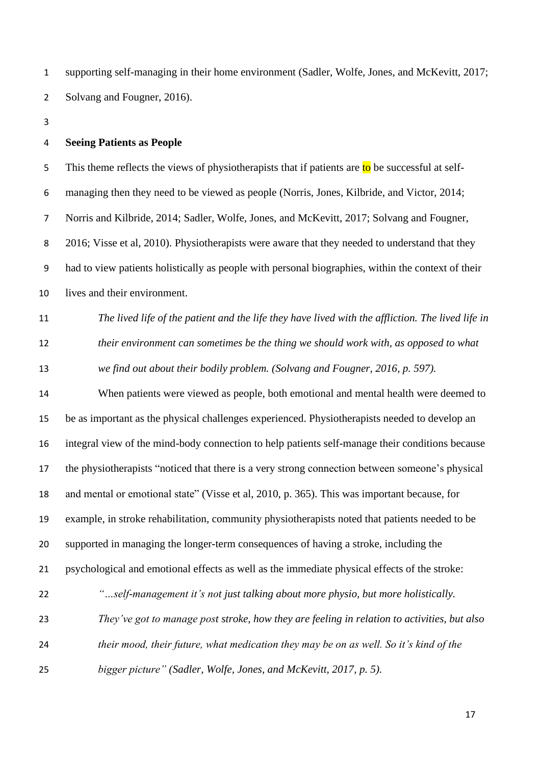supporting self-managing in their home environment (Sadler, Wolfe, Jones, and McKevitt, 2017; Solvang and Fougner, 2016).

**Seeing Patients as People**

This theme reflects the views of physiotherapists that if patients are to be successful at self-managing then they need to be viewed as people (Norris, Jones, Kilbride, and Victor, 2014; Norris and Kilbride, 2014; Sadler, Wolfe, Jones, and McKevitt, 2017; Solvang and Fougner, 2016; Visse et al, 2010). Physiotherapists were aware that they needed to understand that they had to view patients holistically as people with personal biographies, within the context of their lives and their environment.

> *The lived life of the patient and the life they have lived with the affliction. The lived life in their environment can sometimes be the thing we should work with, as opposed to what we find out about their bodily problem. (Solvang and Fougner, 2016, p. 597).*

When patients were viewed as people, both emotional and mental health were deemed to be as important as the physical challenges experienced. Physiotherapists needed to develop an integral view of the mind-body connection to help patients self-manage their conditions because the physiotherapists "noticed that there is a very strong connection between someone's physical and mental or emotional state" (Visse et al, 2010, p. 365). This was important because, for example, in stroke rehabilitation, community physiotherapists noted that patients needed to be supported in managing the longer-term consequences of having a stroke, including the psychological and emotional effects as well as the immediate physical effects of the stroke:

> *"...self-management it's not just talking about more physio, but more holistically. They've got to manage post stroke, how they are feeling in relation to activities, but also their mood, their future, what medication they may be on as well. So it's kind of the bigger picture" (Sadler, Wolfe, Jones, and McKevitt, 2017, p. 5).*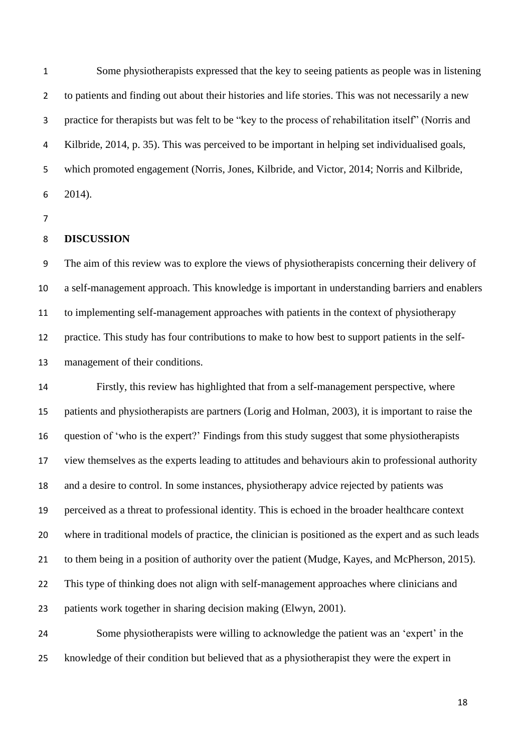Some physiotherapists expressed that the key to seeing patients as people was in listening to patients and finding out about their histories and life stories. This was not necessarily a new practice for therapists but was felt to be "key to the process of rehabilitation itself" (Norris and Kilbride, 2014, p. 35). This was perceived to be important in helping set individualised goals, which promoted engagement (Norris, Jones, Kilbride, and Victor, 2014; Norris and Kilbride, 2014).

## DISCUSSION

The aim of this review was to explore the views of physiotherapists concerning their delivery of a self-management approach. This knowledge is important in understanding barriers and enablers to implementing self-management approaches with patients in the context of physiotherapy practice. This study has four contributions to make to how best to support patients in the self-management of their conditions.

Firstly, this review has highlighted that from a self-management perspective, where patients and physiotherapists are partners (Lorig and Holman, 2003), it is important to raise the question of 'who is the expert?' Findings from this study suggest that some physiotherapists view themselves as the experts leading to attitudes and behaviours akin to professional authority and a desire to control. In some instances, physiotherapy advice rejected by patients was perceived as a threat to professional identity. This is echoed in the broader healthcare context where in traditional models of practice, the clinician is positioned as the expert and as such leads to them being in a position of authority over the patient (Mudge, Kayes, and McPherson, 2015). This type of thinking does not align with self-management approaches where clinicians and patients work together in sharing decision making (Elwyn, 2001).

Some physiotherapists were willing to acknowledge the patient was an 'expert' in the knowledge of their condition but believed that as a physiotherapist they were the expert in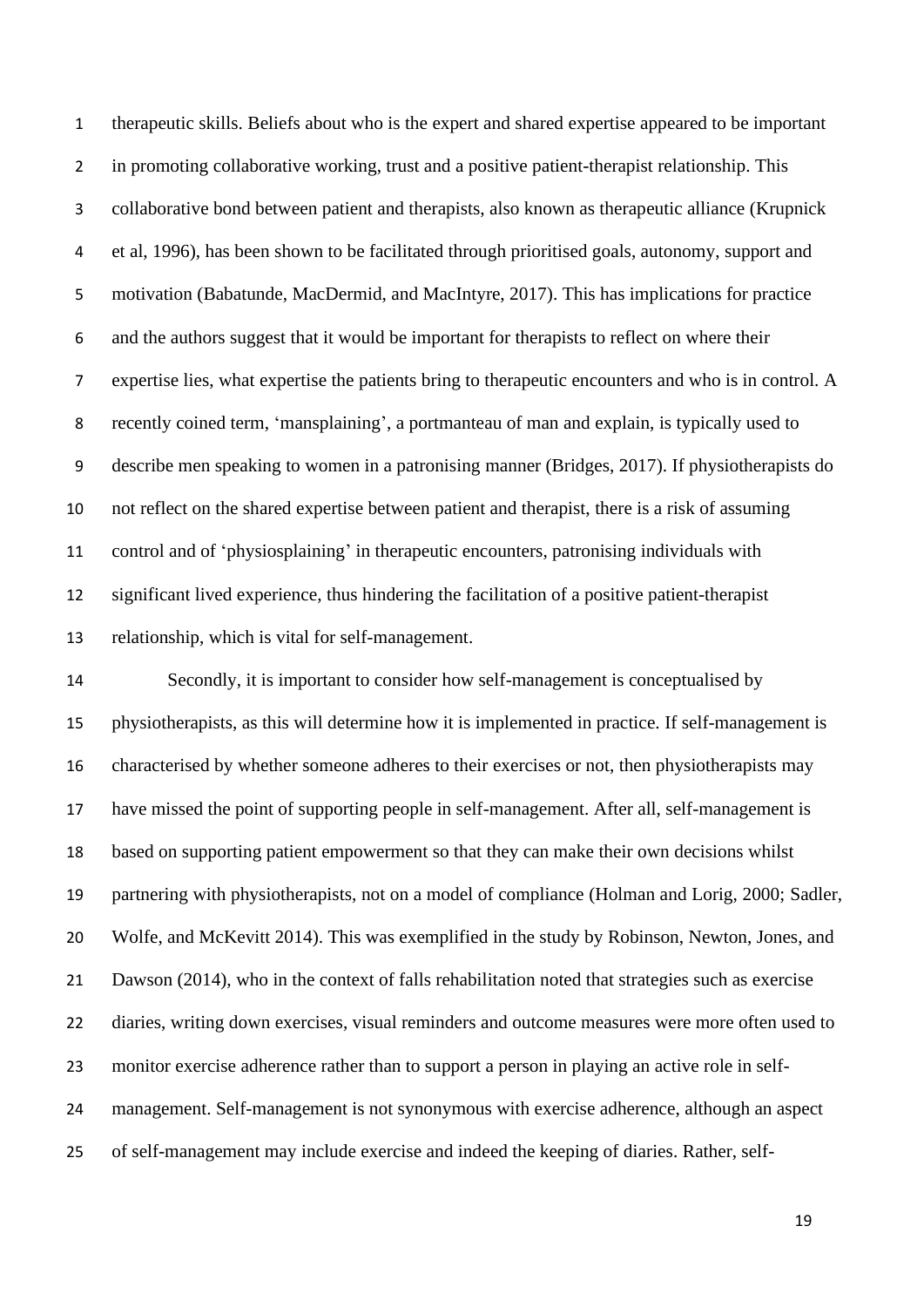therapeutic skills. Beliefs about who is the expert and shared expertise appeared to be important in promoting collaborative working, trust and a positive patient-therapist relationship. This collaborative bond between patient and therapists, also known as therapeutic alliance (Krupnick et al, 1996), has been shown to be facilitated through prioritised goals, autonomy, support and motivation (Babatunde, MacDermid, and MacIntyre, 2017). This has implications for practice and the authors suggest that it would be important for therapists to reflect on where their expertise lies, what expertise the patients bring to therapeutic encounters and who is in control. A recently coined term, 'mansplaining', a portmanteau of man and explain, is typically used to describe men speaking to women in a patronising manner (Bridges, 2017). If physiotherapists do not reflect on the shared expertise between patient and therapist, there is a risk of assuming control and of 'physiosplaining' in therapeutic encounters, patronising individuals with significant lived experience, thus hindering the facilitation of a positive patient-therapist relationship, which is vital for self-management.

Secondly, it is important to consider how self-management is conceptualised by physiotherapists, as this will determine how it is implemented in practice. If self-management is characterised by whether someone adheres to their exercises or not, then physiotherapists may have missed the point of supporting people in self-management. After all, self-management is based on supporting patient empowerment so that they can make their own decisions whilst partnering with physiotherapists, not on a model of compliance (Holman and Lorig, 2000; Sadler, Wolfe, and McKevitt 2014). This was exemplified in the study by Robinson, Newton, Jones, and Dawson (2014), who in the context of falls rehabilitation noted that strategies such as exercise diaries, writing down exercises, visual reminders and outcome measures were more often used to monitor exercise adherence rather than to support a person in playing an active role in self-management. Self-management is not synonymous with exercise adherence, although an aspect of self-management may include exercise and indeed the keeping of diaries. Rather, self-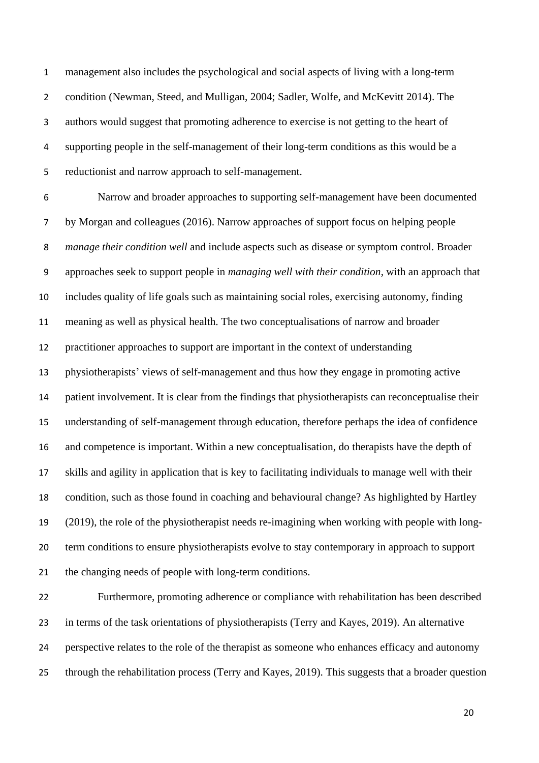management also includes the psychological and social aspects of living with a long-term condition (Newman, Steed, and Mulligan, 2004; Sadler, Wolfe, and McKevitt 2014). The authors would suggest that promoting adherence to exercise is not getting to the heart of supporting people in the self-management of their long-term conditions as this would be a reductionist and narrow approach to self-management.

Narrow and broader approaches to supporting self-management have been documented by Morgan and colleagues (2016). Narrow approaches of support focus on helping people *manage their condition well* and include aspects such as disease or symptom control. Broader approaches seek to support people in *managing well with their condition*, with an approach that includes quality of life goals such as maintaining social roles, exercising autonomy, finding meaning as well as physical health. The two conceptualisations of narrow and broader practitioner approaches to support are important in the context of understanding physiotherapists' views of self-management and thus how they engage in promoting active patient involvement. It is clear from the findings that physiotherapists can reconceptualise their understanding of self-management through education, therefore perhaps the idea of confidence and competence is important. Within a new conceptualisation, do therapists have the depth of skills and agility in application that is key to facilitating individuals to manage well with their condition, such as those found in coaching and behavioural change? As highlighted by Hartley (2019), the role of the physiotherapist needs re-imagining when working with people with long-term conditions to ensure physiotherapists evolve to stay contemporary in approach to support the changing needs of people with long-term conditions.

Furthermore, promoting adherence or compliance with rehabilitation has been described in terms of the task orientations of physiotherapists (Terry and Kayes, 2019). An alternative perspective relates to the role of the therapist as someone who enhances efficacy and autonomy through the rehabilitation process (Terry and Kayes, 2019). This suggests that a broader question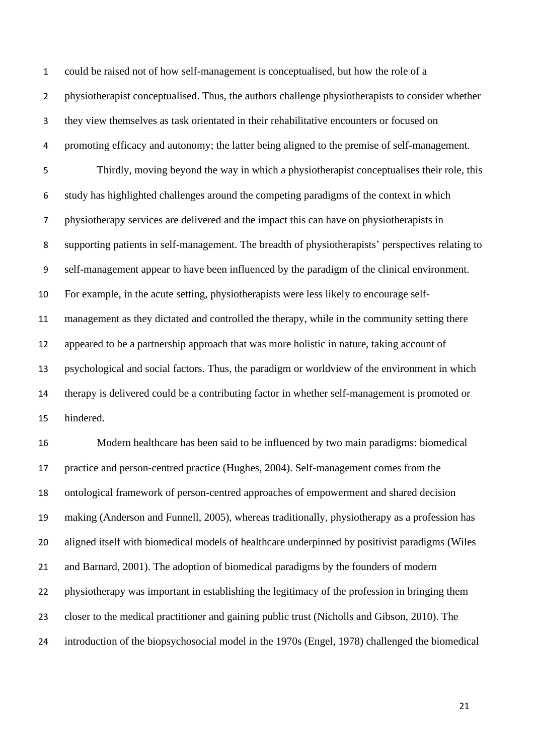could be raised not of how self-management is conceptualised, but how the role of a physiotherapist conceptualised. Thus, the authors challenge physiotherapists to consider whether they view themselves as task orientated in their rehabilitative encounters or focused on promoting efficacy and autonomy; the latter being aligned to the premise of self-management.

Thirdly, moving beyond the way in which a physiotherapist conceptualises their role, this study has highlighted challenges around the competing paradigms of the context in which physiotherapy services are delivered and the impact this can have on physiotherapists in supporting patients in self-management. The breadth of physiotherapists' perspectives relating to self-management appear to have been influenced by the paradigm of the clinical environment. For example, in the acute setting, physiotherapists were less likely to encourage self-management as they dictated and controlled the therapy, while in the community setting there appeared to be a partnership approach that was more holistic in nature, taking account of psychological and social factors. Thus, the paradigm or worldview of the environment in which therapy is delivered could be a contributing factor in whether self-management is promoted or hindered.

Modern healthcare has been said to be influenced by two main paradigms: biomedical practice and person-centred practice (Hughes, 2004). Self-management comes from the ontological framework of person-centred approaches of empowerment and shared decision making (Anderson and Funnell, 2005), whereas traditionally, physiotherapy as a profession has aligned itself with biomedical models of healthcare underpinned by positivist paradigms (Wiles and Barnard, 2001). The adoption of biomedical paradigms by the founders of modern physiotherapy was important in establishing the legitimacy of the profession in bringing them closer to the medical practitioner and gaining public trust (Nicholls and Gibson, 2010). The introduction of the biopsychosocial model in the 1970s (Engel, 1978) challenged the biomedical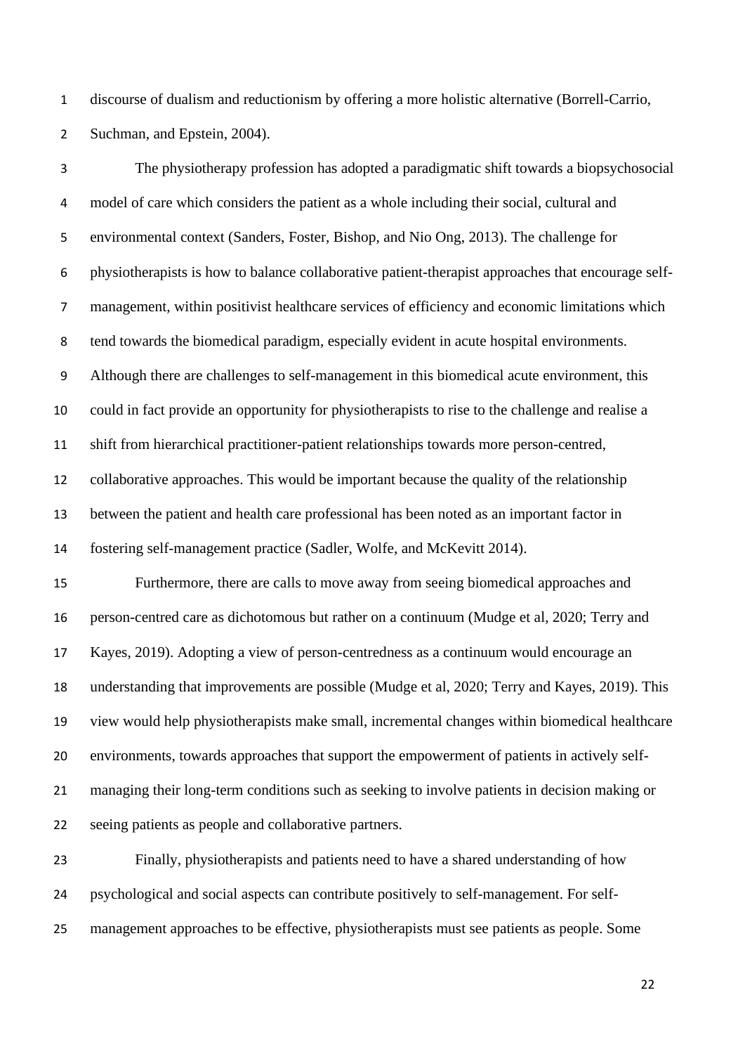discourse of dualism and reductionism by offering a more holistic alternative (Borrell-Carrio, Suchman, and Epstein, 2004).

The physiotherapy profession has adopted a paradigmatic shift towards a biopsychosocial model of care which considers the patient as a whole including their social, cultural and environmental context (Sanders, Foster, Bishop, and Nio Ong, 2013). The challenge for physiotherapists is how to balance collaborative patient-therapist approaches that encourage self-management, within positivist healthcare services of efficiency and economic limitations which tend towards the biomedical paradigm, especially evident in acute hospital environments. Although there are challenges to self-management in this biomedical acute environment, this could in fact provide an opportunity for physiotherapists to rise to the challenge and realise a shift from hierarchical practitioner-patient relationships towards more person-centred, collaborative approaches. This would be important because the quality of the relationship between the patient and health care professional has been noted as an important factor in fostering self-management practice (Sadler, Wolfe, and McKevitt 2014).

Furthermore, there are calls to move away from seeing biomedical approaches and person-centred care as dichotomous but rather on a continuum (Mudge et al, 2020; Terry and Kayes, 2019). Adopting a view of person-centredness as a continuum would encourage an understanding that improvements are possible (Mudge et al, 2020; Terry and Kayes, 2019). This view would help physiotherapists make small, incremental changes within biomedical healthcare environments, towards approaches that support the empowerment of patients in actively self-managing their long-term conditions such as seeking to involve patients in decision making or seeing patients as people and collaborative partners.

Finally, physiotherapists and patients need to have a shared understanding of how psychological and social aspects can contribute positively to self-management. For self-management approaches to be effective, physiotherapists must see patients as people. Some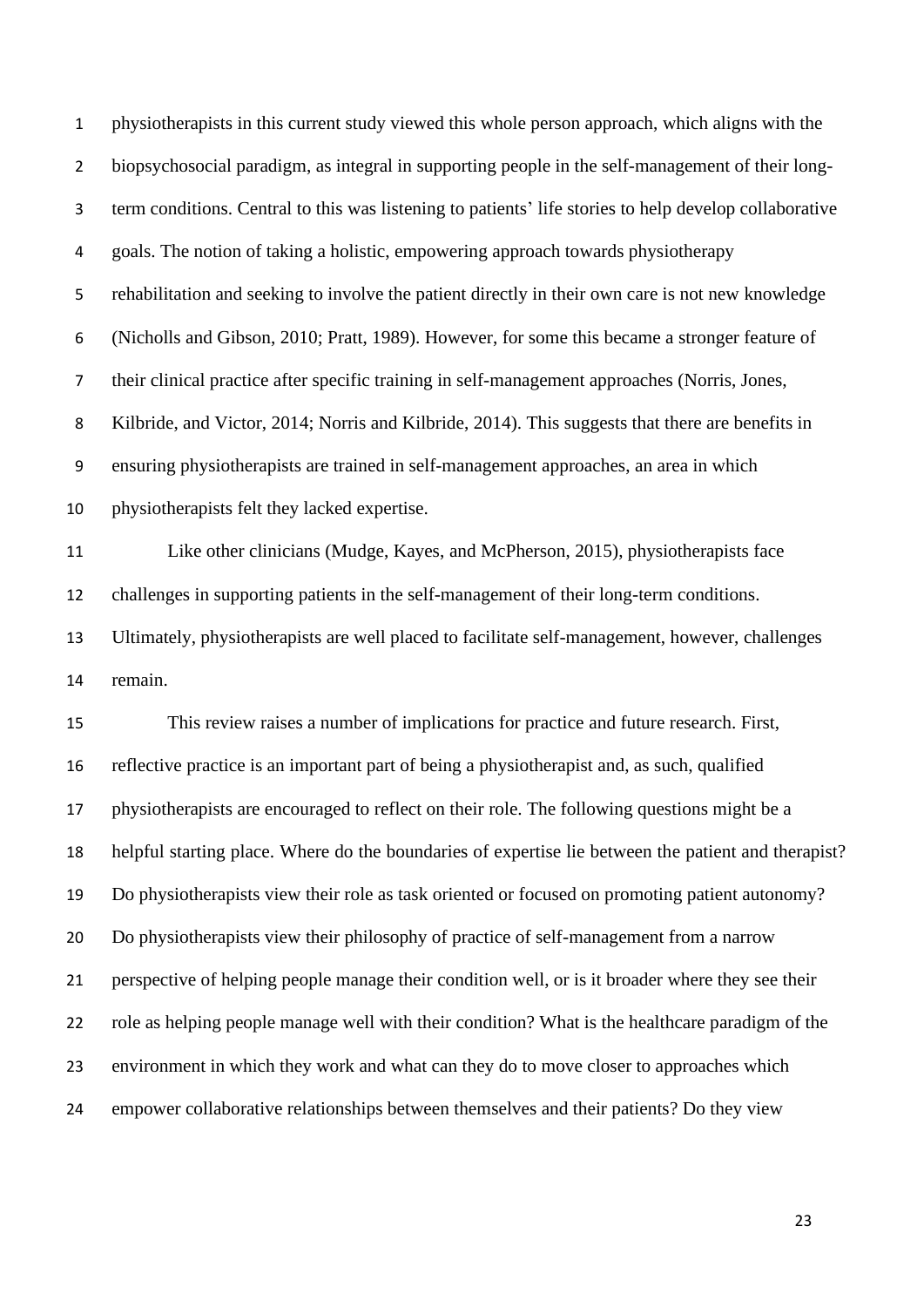physiotherapists in this current study viewed this whole person approach, which aligns with the biopsychosocial paradigm, as integral in supporting people in the self-management of their long-term conditions. Central to this was listening to patients' life stories to help develop collaborative goals. The notion of taking a holistic, empowering approach towards physiotherapy rehabilitation and seeking to involve the patient directly in their own care is not new knowledge (Nicholls and Gibson, 2010; Pratt, 1989). However, for some this became a stronger feature of their clinical practice after specific training in self-management approaches (Norris, Jones, Kilbride, and Victor, 2014; Norris and Kilbride, 2014). This suggests that there are benefits in ensuring physiotherapists are trained in self-management approaches, an area in which physiotherapists felt they lacked expertise.

Like other clinicians (Mudge, Kayes, and McPherson, 2015), physiotherapists face challenges in supporting patients in the self-management of their long-term conditions. Ultimately, physiotherapists are well placed to facilitate self-management, however, challenges remain.

This review raises a number of implications for practice and future research. First, reflective practice is an important part of being a physiotherapist and, as such, qualified physiotherapists are encouraged to reflect on their role. The following questions might be a helpful starting place. Where do the boundaries of expertise lie between the patient and therapist? Do physiotherapists view their role as task oriented or focused on promoting patient autonomy? Do physiotherapists view their philosophy of practice of self-management from a narrow perspective of helping people manage their condition well, or is it broader where they see their role as helping people manage well with their condition? What is the healthcare paradigm of the environment in which they work and what can they do to move closer to approaches which empower collaborative relationships between themselves and their patients? Do they view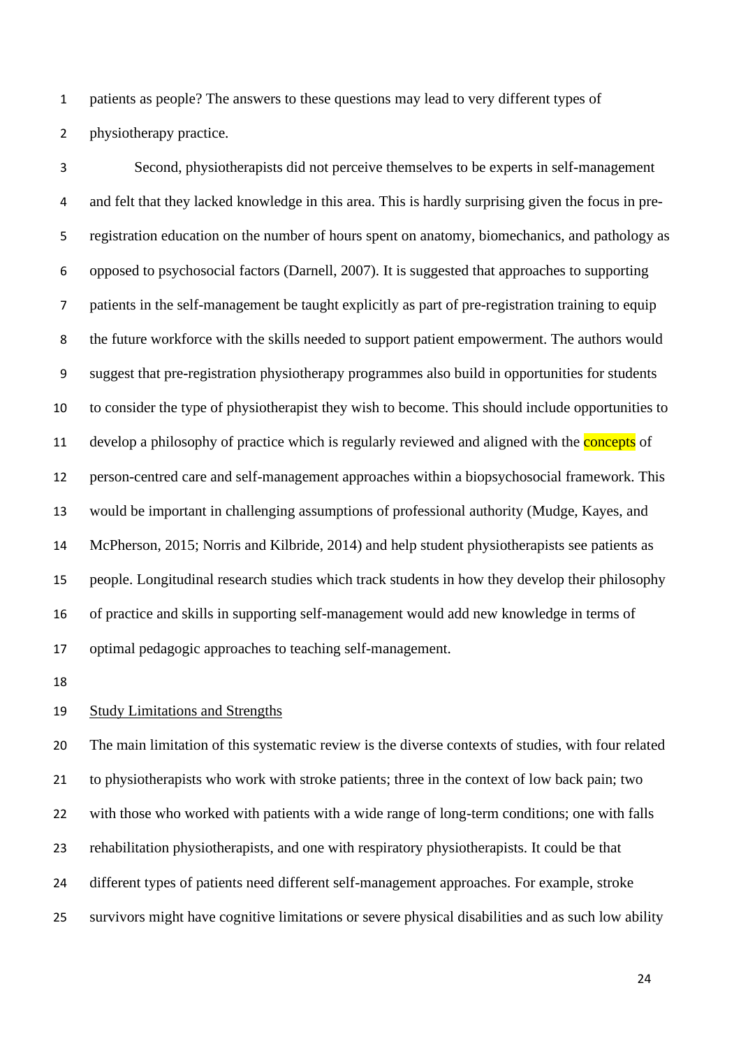patients as people? The answers to these questions may lead to very different types of physiotherapy practice.

Second, physiotherapists did not perceive themselves to be experts in self-management and felt that they lacked knowledge in this area. This is hardly surprising given the focus in pre-registration education on the number of hours spent on anatomy, biomechanics, and pathology as opposed to psychosocial factors (Darnell, 2007). It is suggested that approaches to supporting patients in the self-management be taught explicitly as part of pre-registration training to equip the future workforce with the skills needed to support patient empowerment. The authors would suggest that pre-registration physiotherapy programmes also build in opportunities for students to consider the type of physiotherapist they wish to become. This should include opportunities to develop a philosophy of practice which is regularly reviewed and aligned with the concepts of person-centred care and self-management approaches within a biopsychosocial framework. This would be important in challenging assumptions of professional authority (Mudge, Kayes, and McPherson, 2015; Norris and Kilbride, 2014) and help student physiotherapists see patients as people. Longitudinal research studies which track students in how they develop their philosophy of practice and skills in supporting self-management would add new knowledge in terms of optimal pedagogic approaches to teaching self-management.

## Study Limitations and Strengths

The main limitation of this systematic review is the diverse contexts of studies, with four related to physiotherapists who work with stroke patients; three in the context of low back pain; two with those who worked with patients with a wide range of long-term conditions; one with falls rehabilitation physiotherapists, and one with respiratory physiotherapists. It could be that different types of patients need different self-management approaches. For example, stroke survivors might have cognitive limitations or severe physical disabilities and as such low ability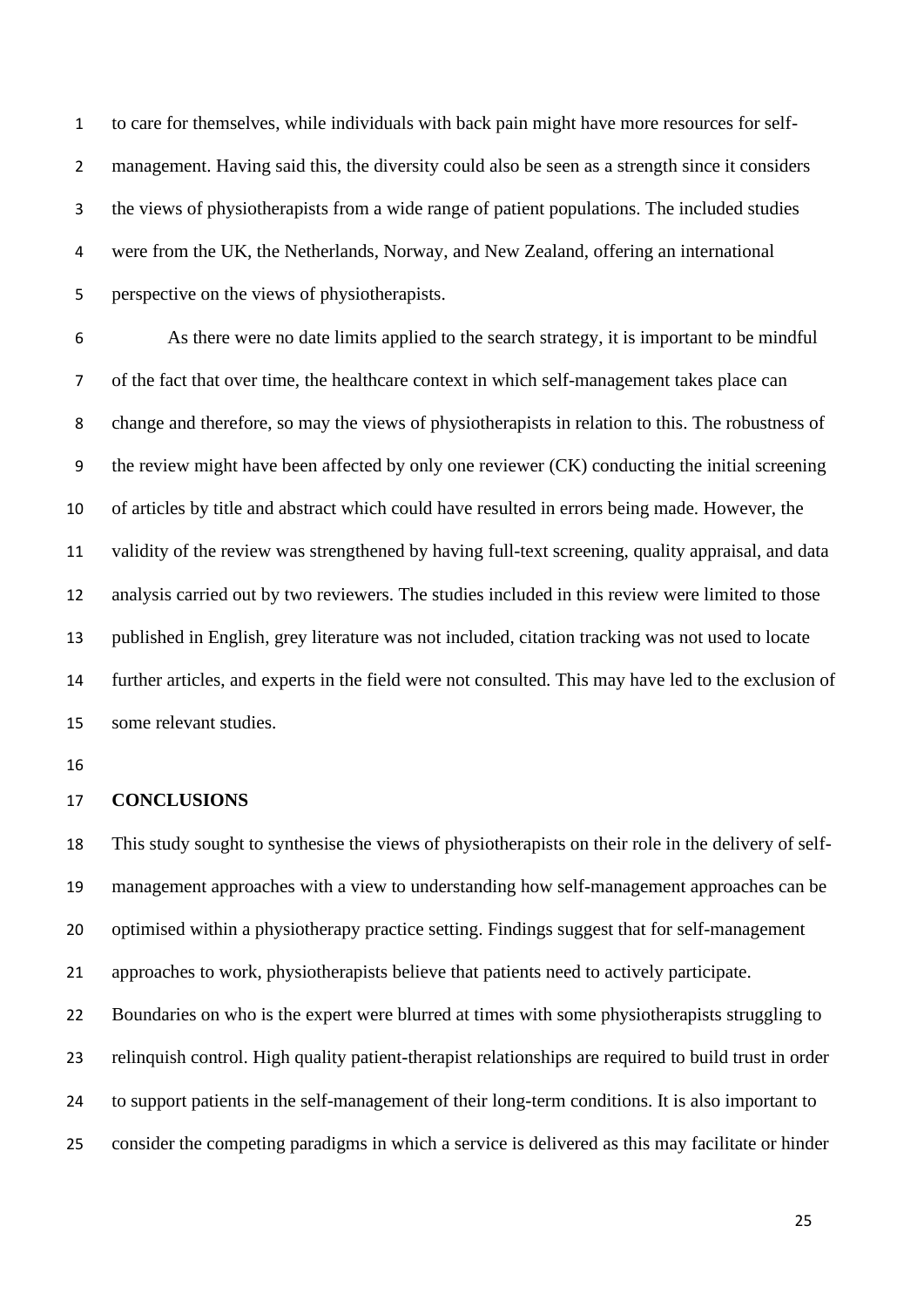to care for themselves, while individuals with back pain might have more resources for self-management. Having said this, the diversity could also be seen as a strength since it considers the views of physiotherapists from a wide range of patient populations. The included studies were from the UK, the Netherlands, Norway, and New Zealand, offering an international perspective on the views of physiotherapists.

As there were no date limits applied to the search strategy, it is important to be mindful of the fact that over time, the healthcare context in which self-management takes place can change and therefore, so may the views of physiotherapists in relation to this. The robustness of the review might have been affected by only one reviewer (CK) conducting the initial screening of articles by title and abstract which could have resulted in errors being made. However, the validity of the review was strengthened by having full-text screening, quality appraisal, and data analysis carried out by two reviewers. The studies included in this review were limited to those published in English, grey literature was not included, citation tracking was not used to locate further articles, and experts in the field were not consulted. This may have led to the exclusion of some relevant studies.

## CONCLUSIONS

This study sought to synthesise the views of physiotherapists on their role in the delivery of self-management approaches with a view to understanding how self-management approaches can be optimised within a physiotherapy practice setting. Findings suggest that for self-management approaches to work, physiotherapists believe that patients need to actively participate. Boundaries on who is the expert were blurred at times with some physiotherapists struggling to relinquish control. High quality patient-therapist relationships are required to build trust in order to support patients in the self-management of their long-term conditions. It is also important to consider the competing paradigms in which a service is delivered as this may facilitate or hinder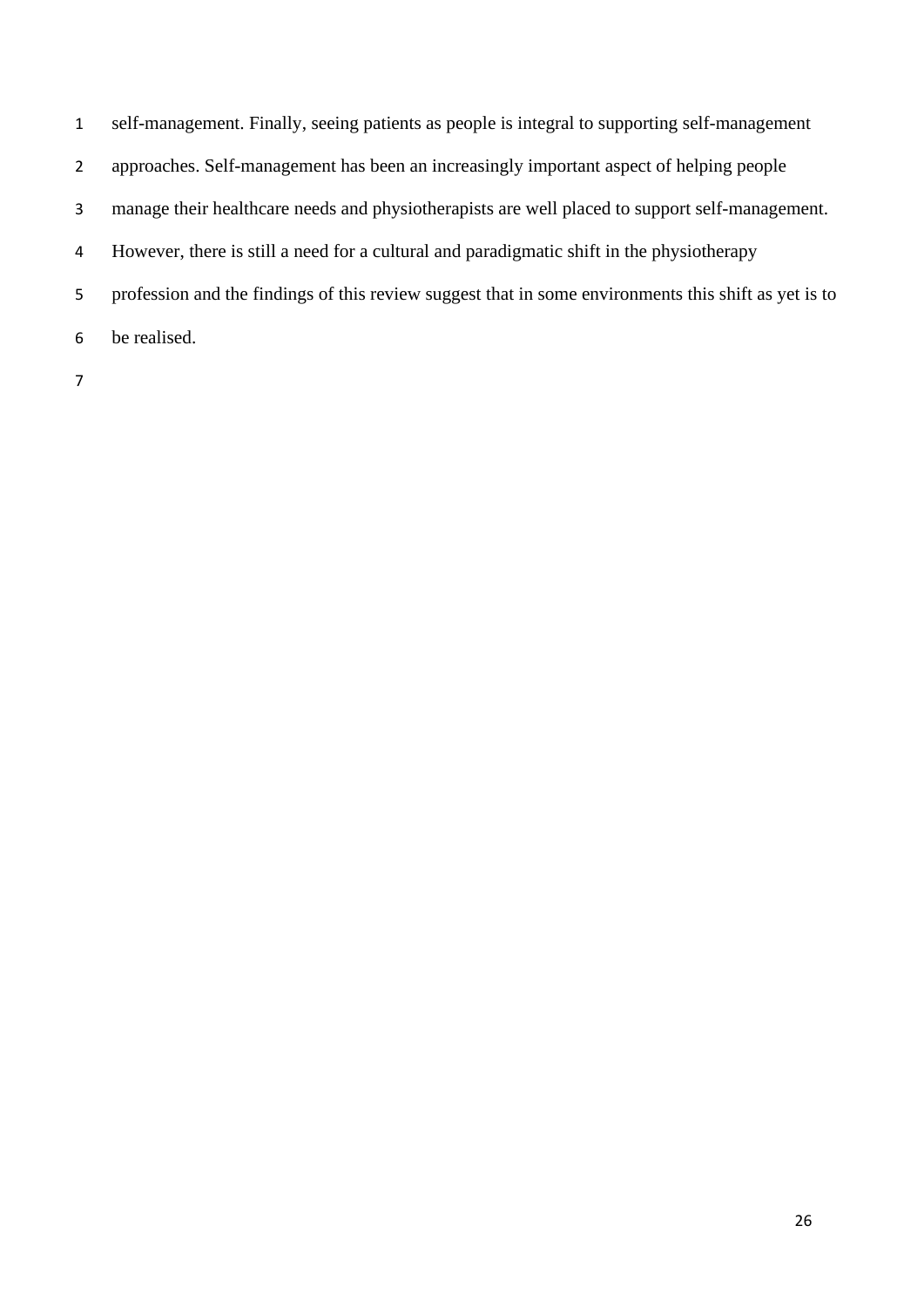self-management. Finally, seeing patients as people is integral to supporting self-management approaches. Self-management has been an increasingly important aspect of helping people manage their healthcare needs and physiotherapists are well placed to support self-management. However, there is still a need for a cultural and paradigmatic shift in the physiotherapy profession and the findings of this review suggest that in some environments this shift as yet is to be realised.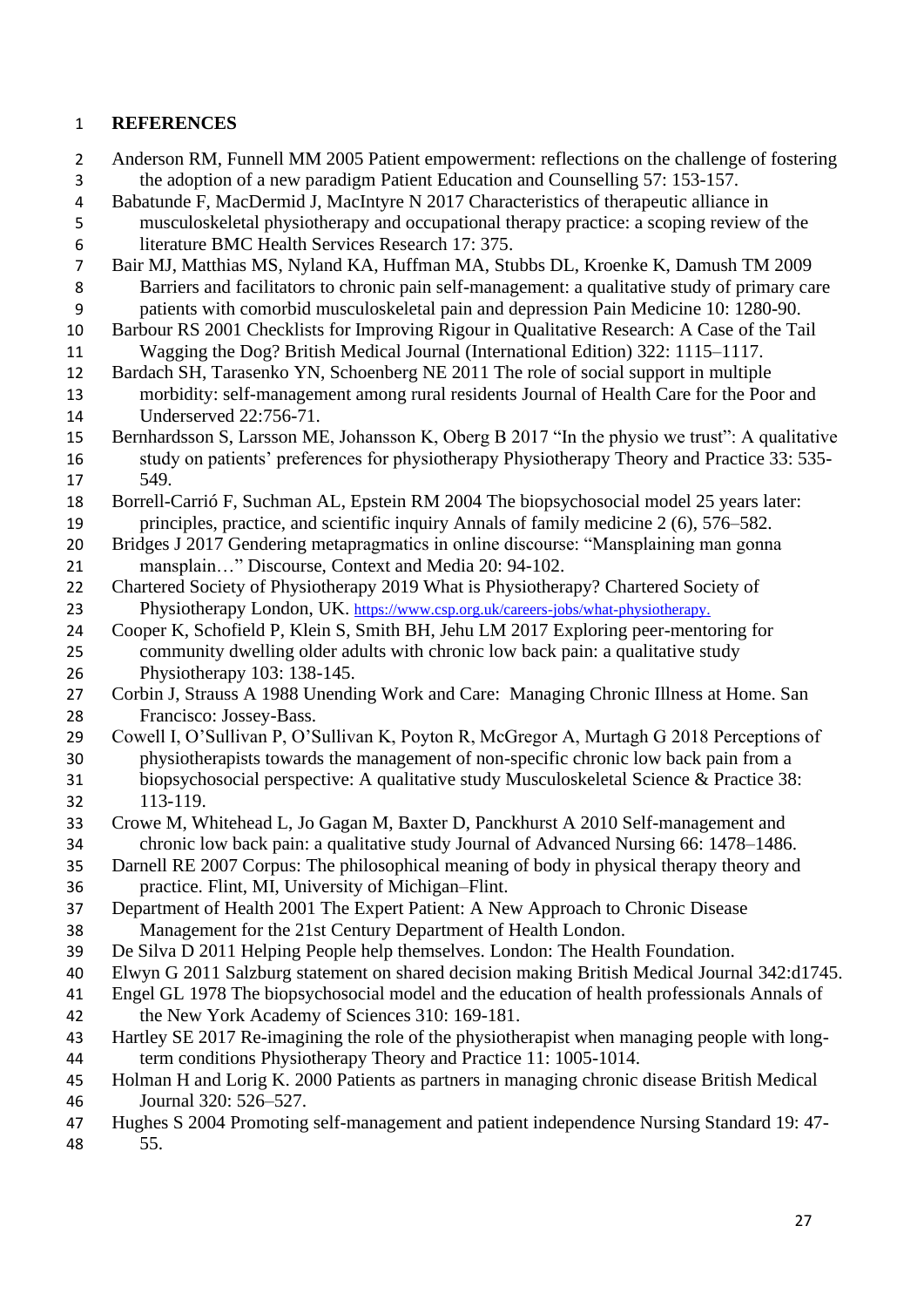# REFERENCES

Anderson RM, Funnell MM 2005 Patient empowerment: reflections on the challenge of fostering the adoption of a new paradigm Patient Education and Counselling 57: 153-157.

Babatunde F, MacDermid J, MacIntyre N 2017 Characteristics of therapeutic alliance in musculoskeletal physiotherapy and occupational therapy practice: a scoping review of the literature BMC Health Services Research 17: 375.

Bair MJ, Matthias MS, Nyland KA, Huffman MA, Stubbs DL, Kroenke K, Damush TM 2009 Barriers and facilitators to chronic pain self-management: a qualitative study of primary care patients with comorbid musculoskeletal pain and depression Pain Medicine 10: 1280-90.

Barbour RS 2001 Checklists for Improving Rigour in Qualitative Research: A Case of the Tail Wagging the Dog? British Medical Journal (International Edition) 322: 1115–1117.

Bardach SH, Tarasenko YN, Schoenberg NE 2011 The role of social support in multiple morbidity: self-management among rural residents Journal of Health Care for the Poor and Underserved 22:756-71.

Bernhardsson S, Larsson ME, Johansson K, Oberg B 2017 "In the physio we trust": A qualitative study on patients' preferences for physiotherapy Physiotherapy Theory and Practice 33: 535-549.

Borrell-Carrió F, Suchman AL, Epstein RM 2004 The biopsychosocial model 25 years later: principles, practice, and scientific inquiry Annals of family medicine 2 (6), 576–582.

Bridges J 2017 Gendering metapragmatics in online discourse: "Mansplaining man gonna mansplain…" Discourse, Context and Media 20: 94-102.

Chartered Society of Physiotherapy 2019 What is Physiotherapy? Chartered Society of Physiotherapy London, UK. https://www.csp.org.uk/careers-jobs/what-physiotherapy.

Cooper K, Schofield P, Klein S, Smith BH, Jehu LM 2017 Exploring peer-mentoring for community dwelling older adults with chronic low back pain: a qualitative study Physiotherapy 103: 138-145.

Corbin J, Strauss A 1988 Unending Work and Care: Managing Chronic Illness at Home. San Francisco: Jossey-Bass.

Cowell I, O'Sullivan P, O'Sullivan K, Poyton R, McGregor A, Murtagh G 2018 Perceptions of physiotherapists towards the management of non-specific chronic low back pain from a biopsychosocial perspective: A qualitative study Musculoskeletal Science & Practice 38: 113-119.

Crowe M, Whitehead L, Jo Gagan M, Baxter D, Panckhurst A 2010 Self-management and chronic low back pain: a qualitative study Journal of Advanced Nursing 66: 1478–1486.

Darnell RE 2007 Corpus: The philosophical meaning of body in physical therapy theory and practice. Flint, MI, University of Michigan–Flint.

Department of Health 2001 The Expert Patient: A New Approach to Chronic Disease Management for the 21st Century Department of Health London.

De Silva D 2011 Helping People help themselves. London: The Health Foundation.

Elwyn G 2011 Salzburg statement on shared decision making British Medical Journal 342:d1745.

Engel GL 1978 The biopsychosocial model and the education of health professionals Annals of the New York Academy of Sciences 310: 169-181.

Hartley SE 2017 Re-imagining the role of the physiotherapist when managing people with long-term conditions Physiotherapy Theory and Practice 11: 1005-1014.

Holman H and Lorig K. 2000 Patients as partners in managing chronic disease British Medical Journal 320: 526–527.

Hughes S 2004 Promoting self-management and patient independence Nursing Standard 19: 47-55.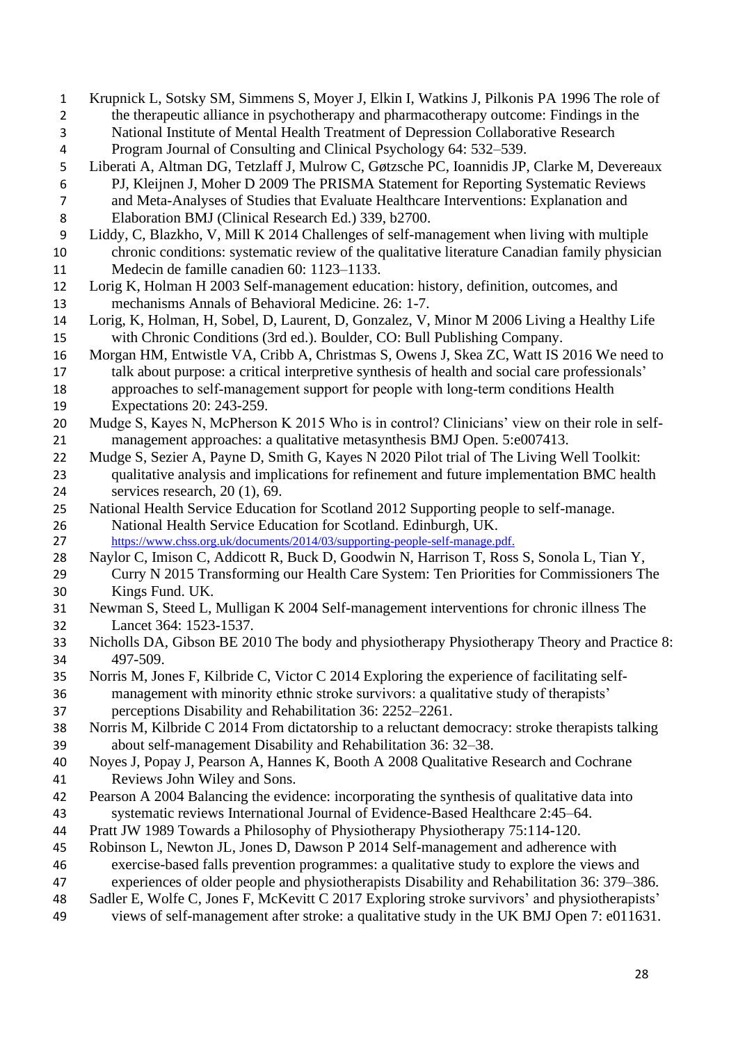Krupnick L, Sotsky SM, Simmens S, Moyer J, Elkin I, Watkins J, Pilkonis PA 1996 The role of the therapeutic alliance in psychotherapy and pharmacotherapy outcome: Findings in the National Institute of Mental Health Treatment of Depression Collaborative Research Program Journal of Consulting and Clinical Psychology 64: 532–539.

Liberati A, Altman DG, Tetzlaff J, Mulrow C, Gøtzsche PC, Ioannidis JP, Clarke M, Devereaux PJ, Kleijnen J, Moher D 2009 The PRISMA Statement for Reporting Systematic Reviews and Meta-Analyses of Studies that Evaluate Healthcare Interventions: Explanation and Elaboration BMJ (Clinical Research Ed.) 339, b2700.

Liddy, C, Blazkho, V, Mill K 2014 Challenges of self-management when living with multiple chronic conditions: systematic review of the qualitative literature Canadian family physician Medecin de famille canadien 60: 1123–1133.

Lorig K, Holman H 2003 Self-management education: history, definition, outcomes, and mechanisms Annals of Behavioral Medicine. 26: 1-7.

Lorig, K, Holman, H, Sobel, D, Laurent, D, Gonzalez, V, Minor M 2006 Living a Healthy Life with Chronic Conditions (3rd ed.). Boulder, CO: Bull Publishing Company.

Morgan HM, Entwistle VA, Cribb A, Christmas S, Owens J, Skea ZC, Watt IS 2016 We need to talk about purpose: a critical interpretive synthesis of health and social care professionals' approaches to self-management support for people with long-term conditions Health Expectations 20: 243-259.

Mudge S, Kayes N, McPherson K 2015 Who is in control? Clinicians' view on their role in self-management approaches: a qualitative metasynthesis BMJ Open. 5:e007413.

Mudge S, Sezier A, Payne D, Smith G, Kayes N 2020 Pilot trial of The Living Well Toolkit: qualitative analysis and implications for refinement and future implementation BMC health services research, 20 (1), 69.

National Health Service Education for Scotland 2012 Supporting people to self-manage. National Health Service Education for Scotland. Edinburgh, UK. https://www.chss.org.uk/documents/2014/03/supporting-people-self-manage.pdf.

Naylor C, Imison C, Addicott R, Buck D, Goodwin N, Harrison T, Ross S, Sonola L, Tian Y, Curry N 2015 Transforming our Health Care System: Ten Priorities for Commissioners The Kings Fund. UK.

Newman S, Steed L, Mulligan K 2004 Self-management interventions for chronic illness The Lancet 364: 1523-1537.

Nicholls DA, Gibson BE 2010 The body and physiotherapy Physiotherapy Theory and Practice 8: 497-509.

Norris M, Jones F, Kilbride C, Victor C 2014 Exploring the experience of facilitating self-management with minority ethnic stroke survivors: a qualitative study of therapists' perceptions Disability and Rehabilitation 36: 2252–2261.

Norris M, Kilbride C 2014 From dictatorship to a reluctant democracy: stroke therapists talking about self-management Disability and Rehabilitation 36: 32–38.

Noyes J, Popay J, Pearson A, Hannes K, Booth A 2008 Qualitative Research and Cochrane Reviews John Wiley and Sons.

Pearson A 2004 Balancing the evidence: incorporating the synthesis of qualitative data into systematic reviews International Journal of Evidence-Based Healthcare 2:45–64.

Pratt JW 1989 Towards a Philosophy of Physiotherapy Physiotherapy 75:114-120.

Robinson L, Newton JL, Jones D, Dawson P 2014 Self-management and adherence with exercise-based falls prevention programmes: a qualitative study to explore the views and experiences of older people and physiotherapists Disability and Rehabilitation 36: 379–386.

Sadler E, Wolfe C, Jones F, McKevitt C 2017 Exploring stroke survivors' and physiotherapists' views of self-management after stroke: a qualitative study in the UK BMJ Open 7: e011631.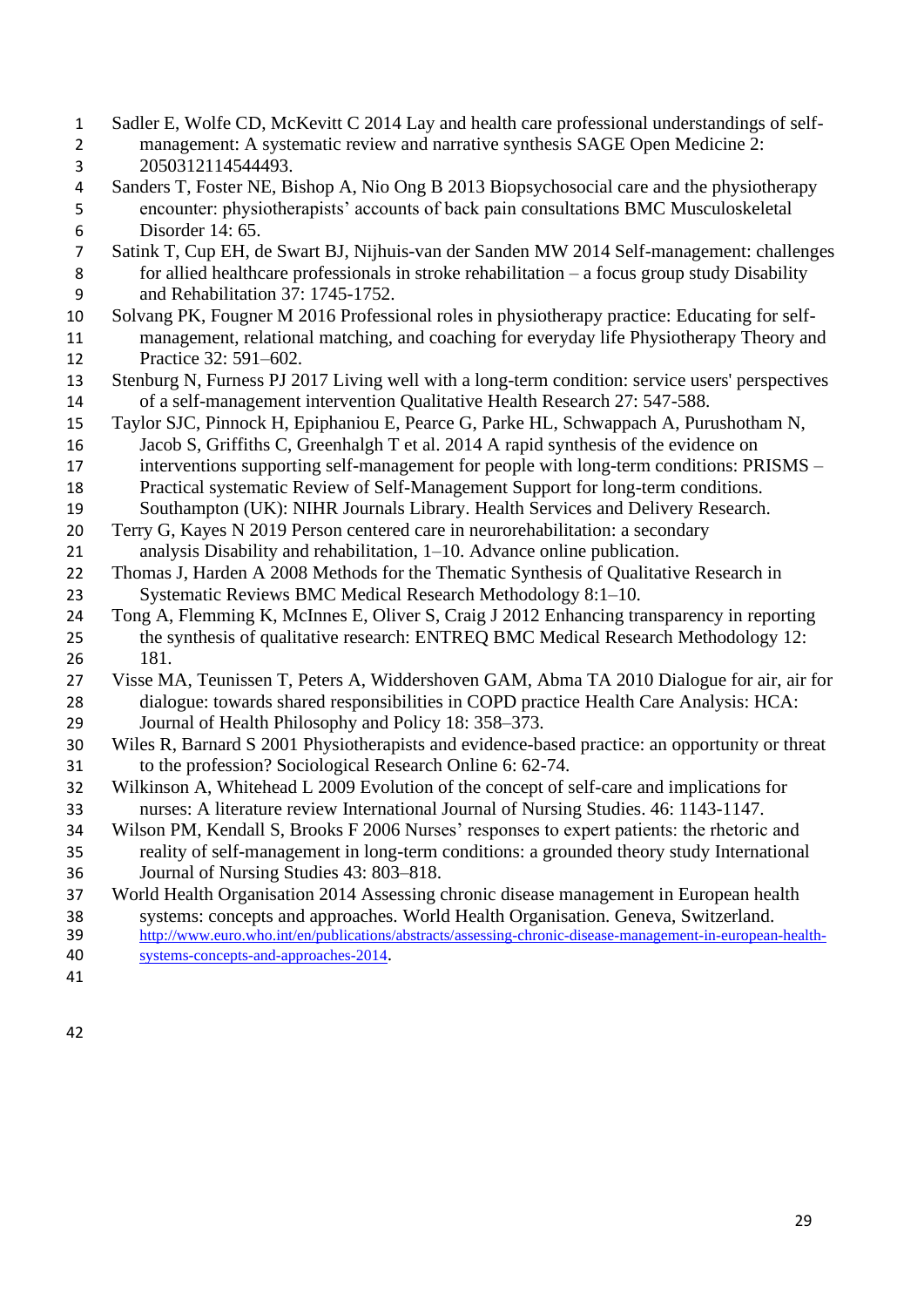Sadler E, Wolfe CD, McKevitt C 2014 Lay and health care professional understandings of self-management: A systematic review and narrative synthesis SAGE Open Medicine 2: 2050312114544493.

Sanders T, Foster NE, Bishop A, Nio Ong B 2013 Biopsychosocial care and the physiotherapy encounter: physiotherapists' accounts of back pain consultations BMC Musculoskeletal Disorder 14: 65.

Satink T, Cup EH, de Swart BJ, Nijhuis-van der Sanden MW 2014 Self-management: challenges for allied healthcare professionals in stroke rehabilitation – a focus group study Disability and Rehabilitation 37: 1745-1752.

Solvang PK, Fougner M 2016 Professional roles in physiotherapy practice: Educating for self-management, relational matching, and coaching for everyday life Physiotherapy Theory and Practice 32: 591–602.

Stenburg N, Furness PJ 2017 Living well with a long-term condition: service users' perspectives of a self-management intervention Qualitative Health Research 27: 547-588.

Taylor SJC, Pinnock H, Epiphaniou E, Pearce G, Parke HL, Schwappach A, Purushotham N, Jacob S, Griffiths C, Greenhalgh T et al. 2014 A rapid synthesis of the evidence on interventions supporting self-management for people with long-term conditions: PRISMS – Practical systematic Review of Self-Management Support for long-term conditions. Southampton (UK): NIHR Journals Library. Health Services and Delivery Research.

Terry G, Kayes N 2019 Person centered care in neurorehabilitation: a secondary analysis Disability and rehabilitation, 1–10. Advance online publication.

Thomas J, Harden A 2008 Methods for the Thematic Synthesis of Qualitative Research in Systematic Reviews BMC Medical Research Methodology 8:1–10.

Tong A, Flemming K, McInnes E, Oliver S, Craig J 2012 Enhancing transparency in reporting the synthesis of qualitative research: ENTREQ BMC Medical Research Methodology 12: 181.

Visse MA, Teunissen T, Peters A, Widdershoven GAM, Abma TA 2010 Dialogue for air, air for dialogue: towards shared responsibilities in COPD practice Health Care Analysis: HCA: Journal of Health Philosophy and Policy 18: 358–373.

Wiles R, Barnard S 2001 Physiotherapists and evidence-based practice: an opportunity or threat to the profession? Sociological Research Online 6: 62-74.

Wilkinson A, Whitehead L 2009 Evolution of the concept of self-care and implications for nurses: A literature review International Journal of Nursing Studies. 46: 1143-1147.

Wilson PM, Kendall S, Brooks F 2006 Nurses' responses to expert patients: the rhetoric and reality of self-management in long-term conditions: a grounded theory study International Journal of Nursing Studies 43: 803–818.

World Health Organisation 2014 Assessing chronic disease management in European health systems: concepts and approaches. World Health Organisation. Geneva, Switzerland. http://www.euro.who.int/en/publications/abstracts/assessing-chronic-disease-management-in-european-health-systems-concepts-and-approaches-2014.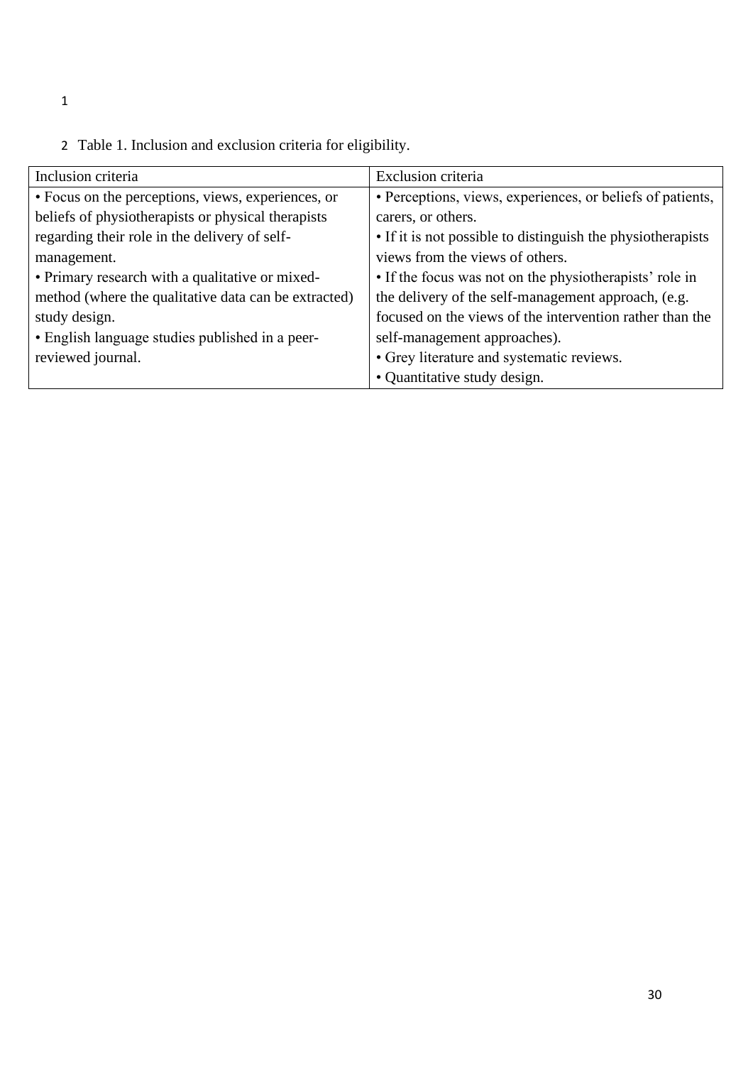Table 1. Inclusion and exclusion criteria for eligibility.

| Inclusion criteria | Exclusion criteria |
|---|---|
| • Focus on the perceptions, views, experiences, or beliefs of physiotherapists or physical therapists regarding their role in the delivery of self-management.<br>• Primary research with a qualitative or mixed-method (where the qualitative data can be extracted) study design.<br>• English language studies published in a peer-reviewed journal. | • Perceptions, views, experiences, or beliefs of patients, carers, or others.<br>• If it is not possible to distinguish the physiotherapists views from the views of others.<br>• If the focus was not on the physiotherapists' role in the delivery of the self-management approach, (e.g. focused on the views of the intervention rather than the self-management approaches).<br>• Grey literature and systematic reviews.<br>• Quantitative study design. |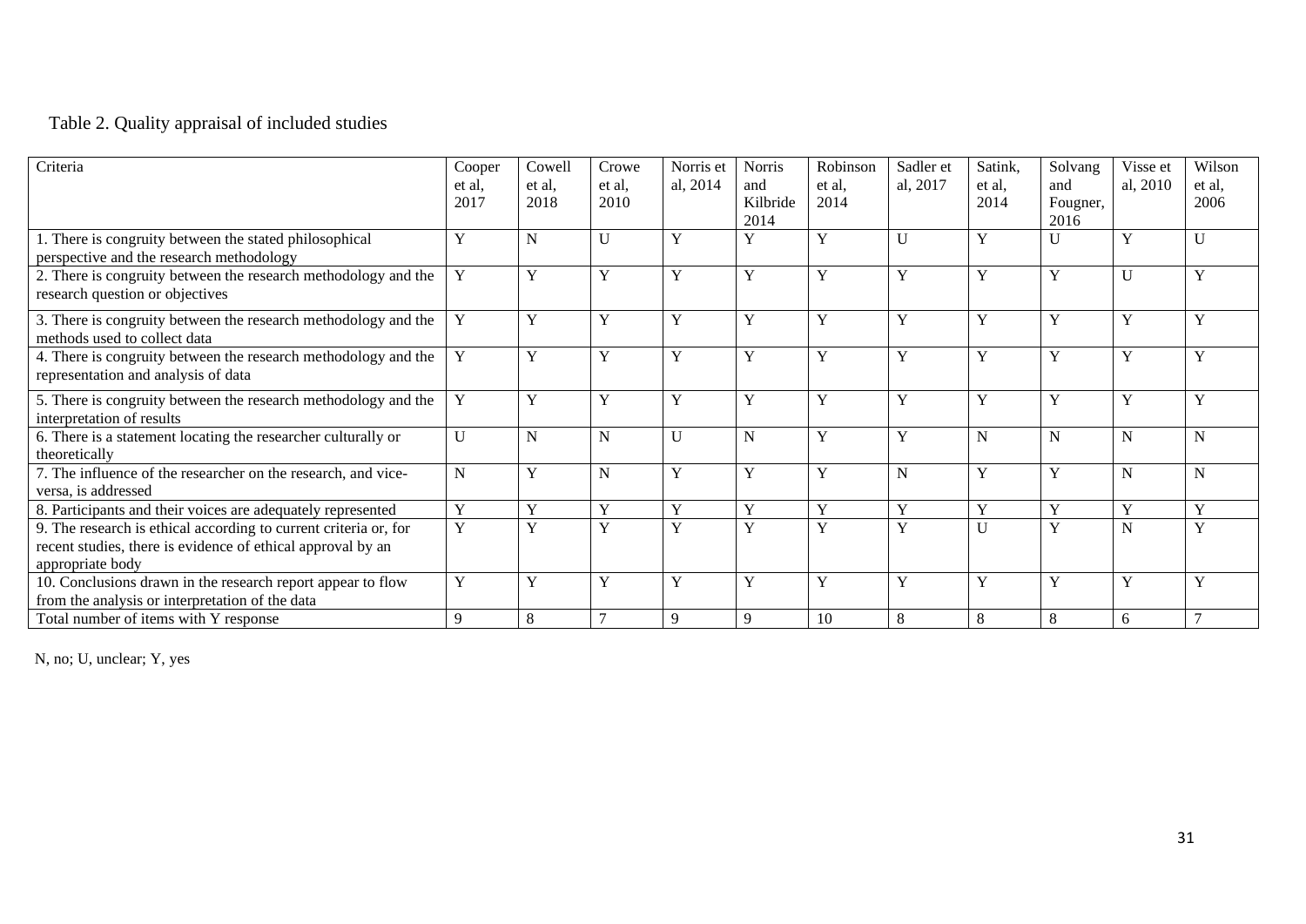Table 2. Quality appraisal of included studies

| Criteria | Cooper et al, 2017 | Cowell et al, 2018 | Crowe et al, 2010 | Norris et al, 2014 | Norris and Kilbride 2014 | Robinson et al, 2014 | Sadler et al, 2017 | Satink, et al, 2014 | Solvang and Fougner, 2016 | Visse et al, 2010 | Wilson et al, 2006 |
|---|---|---|---|---|---|---|---|---|---|---|---|
| 1. There is congruity between the stated philosophical perspective and the research methodology | Y | N | U | Y | Y | Y | U | Y | U | Y | U |
| 2. There is congruity between the research methodology and the research question or objectives | Y | Y | Y | Y | Y | Y | Y | Y | Y | U | Y |
| 3. There is congruity between the research methodology and the methods used to collect data | Y | Y | Y | Y | Y | Y | Y | Y | Y | Y | Y |
| 4. There is congruity between the research methodology and the representation and analysis of data | Y | Y | Y | Y | Y | Y | Y | Y | Y | Y | Y |
| 5. There is congruity between the research methodology and the interpretation of results | Y | Y | Y | Y | Y | Y | Y | Y | Y | Y | Y |
| 6. There is a statement locating the researcher culturally or theoretically | U | N | N | U | N | Y | Y | N | N | N | N |
| 7. The influence of the researcher on the research, and vice-versa, is addressed | N | Y | N | Y | Y | Y | N | Y | Y | N | N |
| 8. Participants and their voices are adequately represented | Y | Y | Y | Y | Y | Y | Y | Y | Y | Y | Y |
| 9. The research is ethical according to current criteria or, for recent studies, there is evidence of ethical approval by an appropriate body | Y | Y | Y | Y | Y | Y | Y | U | Y | N | Y |
| 10. Conclusions drawn in the research report appear to flow from the analysis or interpretation of the data | Y | Y | Y | Y | Y | Y | Y | Y | Y | Y | Y |
| Total number of items with Y response | 9 | 8 | 7 | 9 | 9 | 10 | 8 | 8 | 8 | 6 | 7 |

N, no; U, unclear; Y, yes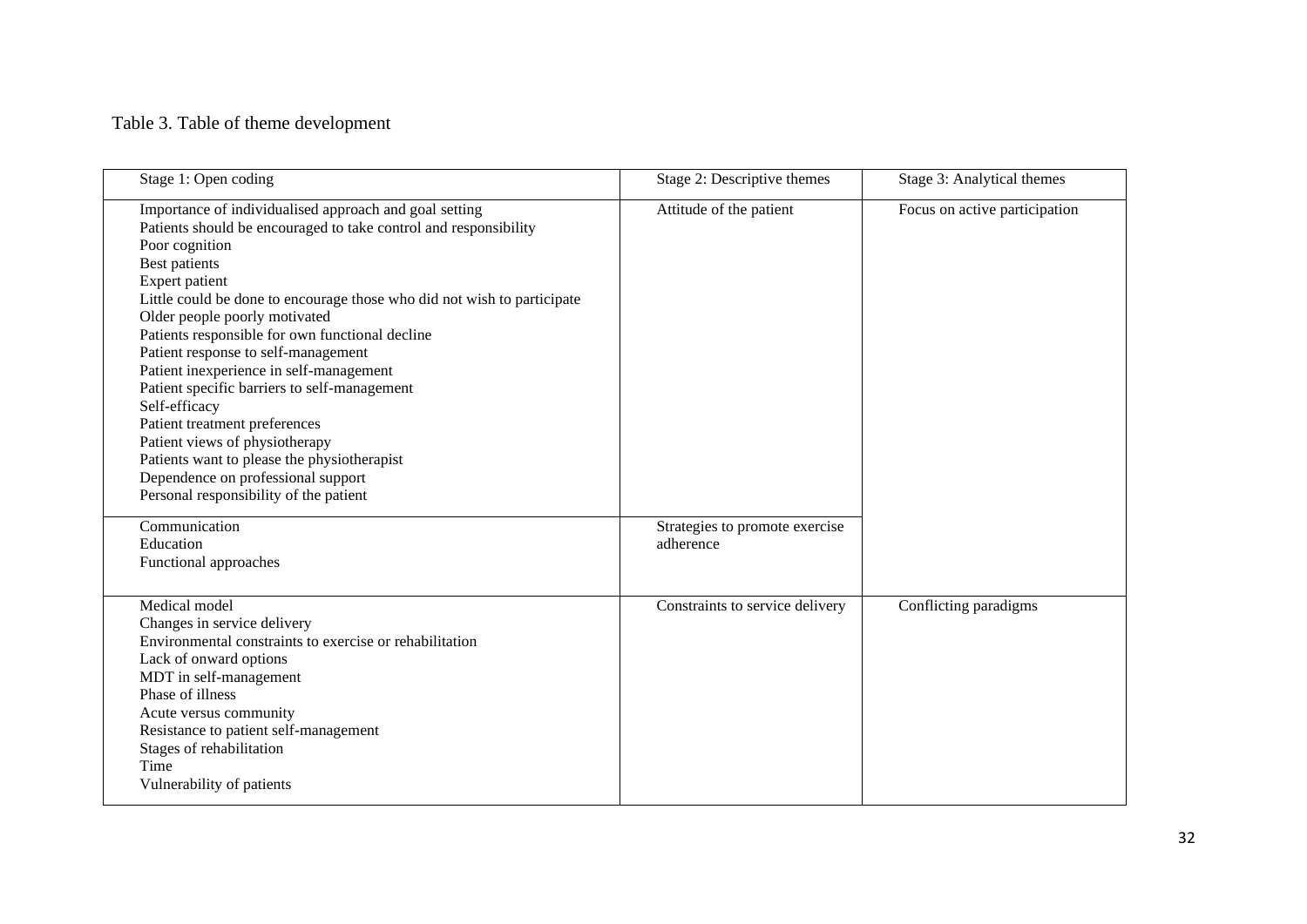Table 3. Table of theme development

| Stage 1: Open coding | Stage 2: Descriptive themes | Stage 3: Analytical themes |
|---|---|---|
| Importance of individualised approach and goal setting<br>Patients should be encouraged to take control and responsibility<br>Poor cognition<br>Best patients<br>Expert patient<br>Little could be done to encourage those who did not wish to participate<br>Older people poorly motivated<br>Patients responsible for own functional decline<br>Patient response to self-management<br>Patient inexperience in self-management<br>Patient specific barriers to self-management<br>Self-efficacy<br>Patient treatment preferences<br>Patient views of physiotherapy<br>Patients want to please the physiotherapist<br>Dependence on professional support<br>Personal responsibility of the patient | Attitude of the patient | Focus on active participation |
| Communication<br>Education<br>Functional approaches | Strategies to promote exercise adherence | |
| Medical model<br>Changes in service delivery<br>Environmental constraints to exercise or rehabilitation<br>Lack of onward options<br>MDT in self-management<br>Phase of illness<br>Acute versus community<br>Resistance to patient self-management<br>Stages of rehabilitation<br>Time<br>Vulnerability of patients | Constraints to service delivery | Conflicting paradigms |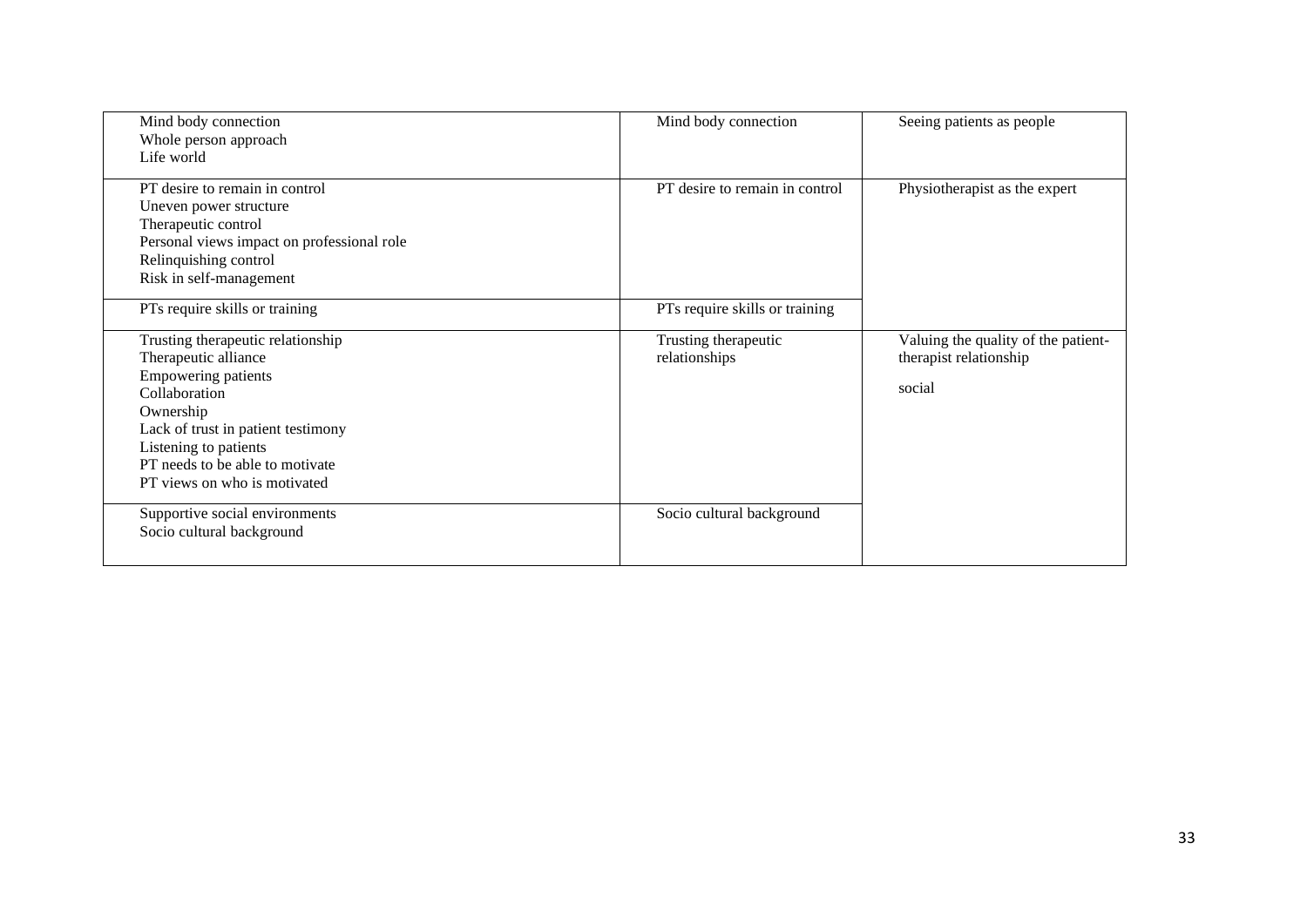| | | |
|---|---|---|
| Mind body connection<br>Whole person approach<br>Life world | Mind body connection | Seeing patients as people |
| PT desire to remain in control<br>Uneven power structure<br>Therapeutic control<br>Personal views impact on professional role<br>Relinquishing control<br>Risk in self-management | PT desire to remain in control | Physiotherapist as the expert |
| PTs require skills or training | PTs require skills or training | |
| Trusting therapeutic relationship<br>Therapeutic alliance<br>Empowering patients<br>Collaboration<br>Ownership<br>Lack of trust in patient testimony<br>Listening to patients<br>PT needs to be able to motivate<br>PT views on who is motivated | Trusting therapeutic relationships | Valuing the quality of the patient-therapist relationship<br><br>social |
| Supportive social environments<br>Socio cultural background | Socio cultural background | |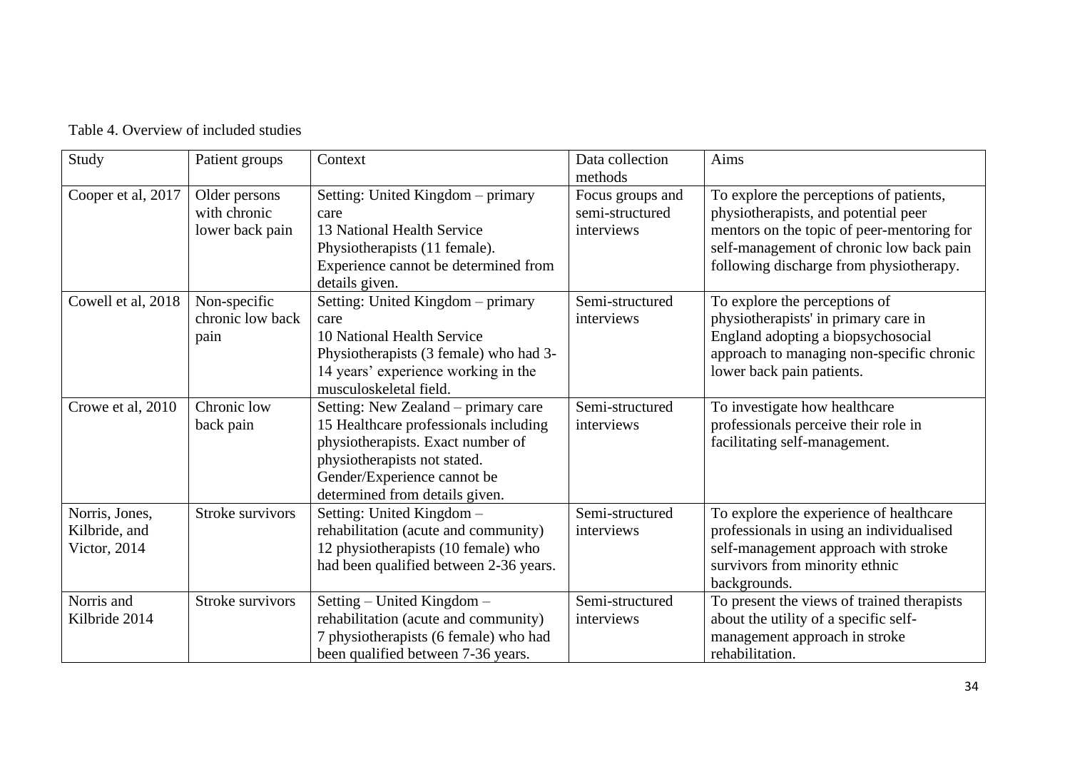Table 4. Overview of included studies

| Study | Patient groups | Context | Data collection methods | Aims |
|---|---|---|---|---|
| Cooper et al, 2017 | Older persons with chronic lower back pain | Setting: United Kingdom – primary care 13 National Health Service Physiotherapists (11 female). Experience cannot be determined from details given. | Focus groups and semi-structured interviews | To explore the perceptions of patients, physiotherapists, and potential peer mentors on the topic of peer-mentoring for self-management of chronic low back pain following discharge from physiotherapy. |
| Cowell et al, 2018 | Non-specific chronic low back pain | Setting: United Kingdom – primary care 10 National Health Service Physiotherapists (3 female) who had 3-14 years' experience working in the musculoskeletal field. | Semi-structured interviews | To explore the perceptions of physiotherapists' in primary care in England adopting a biopsychosocial approach to managing non-specific chronic lower back pain patients. |
| Crowe et al, 2010 | Chronic low back pain | Setting: New Zealand – primary care 15 Healthcare professionals including physiotherapists. Exact number of physiotherapists not stated. Gender/Experience cannot be determined from details given. | Semi-structured interviews | To investigate how healthcare professionals perceive their role in facilitating self-management. |
| Norris, Jones, Kilbride, and Victor, 2014 | Stroke survivors | Setting: United Kingdom – rehabilitation (acute and community) 12 physiotherapists (10 female) who had been qualified between 2-36 years. | Semi-structured interviews | To explore the experience of healthcare professionals in using an individualised self-management approach with stroke survivors from minority ethnic backgrounds. |
| Norris and Kilbride 2014 | Stroke survivors | Setting – United Kingdom – rehabilitation (acute and community) 7 physiotherapists (6 female) who had been qualified between 7-36 years. | Semi-structured interviews | To present the views of trained therapists about the utility of a specific self-management approach in stroke rehabilitation. |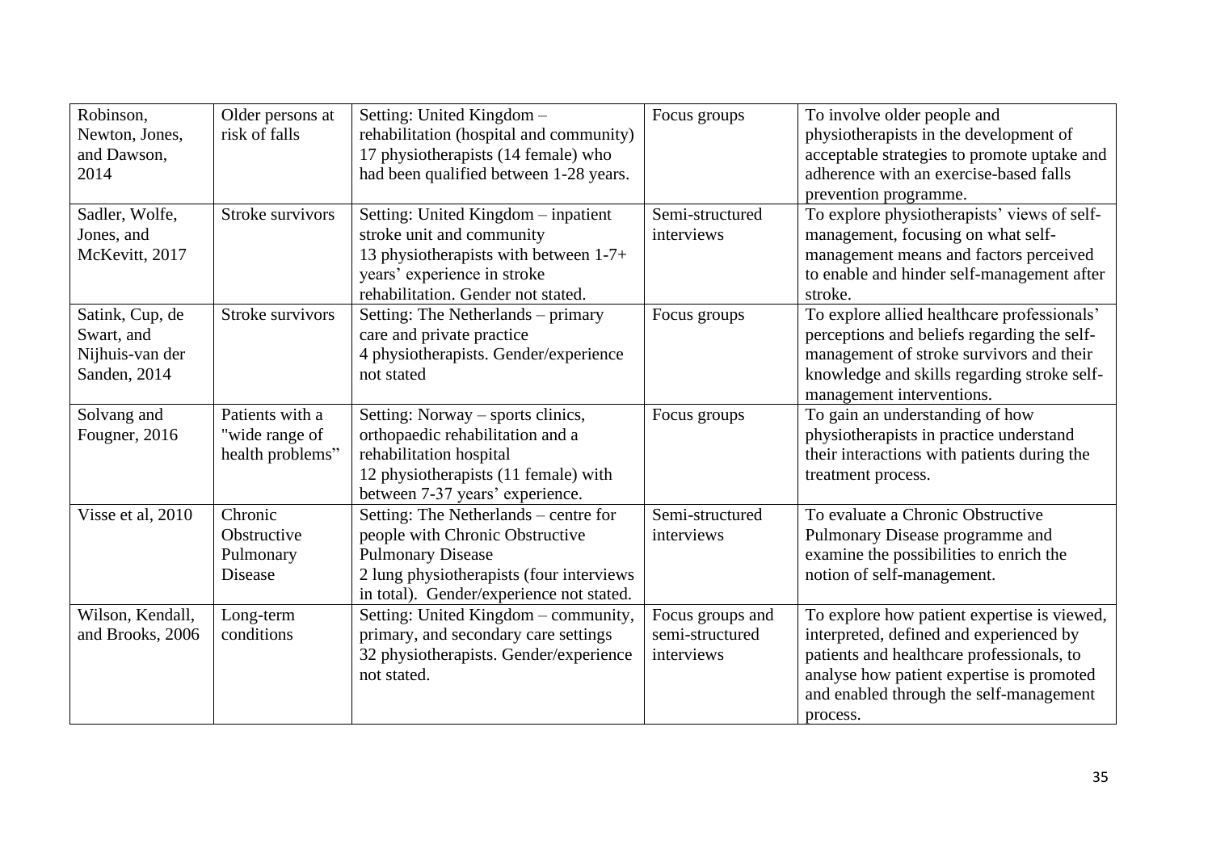| Robinson, Newton, Jones, and Dawson, 2014 | Older persons at risk of falls | Setting: United Kingdom – rehabilitation (hospital and community) 17 physiotherapists (14 female) who had been qualified between 1-28 years. | Focus groups | To involve older people and physiotherapists in the development of acceptable strategies to promote uptake and adherence with an exercise-based falls prevention programme. |
|---|---|---|---|---|
| Sadler, Wolfe, Jones, and McKevitt, 2017 | Stroke survivors | Setting: United Kingdom – inpatient stroke unit and community 13 physiotherapists with between 1-7+ years' experience in stroke rehabilitation. Gender not stated. | Semi-structured interviews | To explore physiotherapists' views of self-management, focusing on what self-management means and factors perceived to enable and hinder self-management after stroke. |
| Satink, Cup, de Swart, and Nijhuis-van der Sanden, 2014 | Stroke survivors | Setting: The Netherlands – primary care and private practice 4 physiotherapists. Gender/experience not stated | Focus groups | To explore allied healthcare professionals' perceptions and beliefs regarding the self-management of stroke survivors and their knowledge and skills regarding stroke self-management interventions. |
| Solvang and Fougner, 2016 | Patients with a "wide range of health problems" | Setting: Norway – sports clinics, orthopaedic rehabilitation and a rehabilitation hospital 12 physiotherapists (11 female) with between 7-37 years' experience. | Focus groups | To gain an understanding of how physiotherapists in practice understand their interactions with patients during the treatment process. |
| Visse et al, 2010 | Chronic Obstructive Pulmonary Disease | Setting: The Netherlands – centre for people with Chronic Obstructive Pulmonary Disease 2 lung physiotherapists (four interviews in total). Gender/experience not stated. | Semi-structured interviews | To evaluate a Chronic Obstructive Pulmonary Disease programme and examine the possibilities to enrich the notion of self-management. |
| Wilson, Kendall, and Brooks, 2006 | Long-term conditions | Setting: United Kingdom – community, primary, and secondary care settings 32 physiotherapists. Gender/experience not stated. | Focus groups and semi-structured interviews | To explore how patient expertise is viewed, interpreted, defined and experienced by patients and healthcare professionals, to analyse how patient expertise is promoted and enabled through the self-management process. |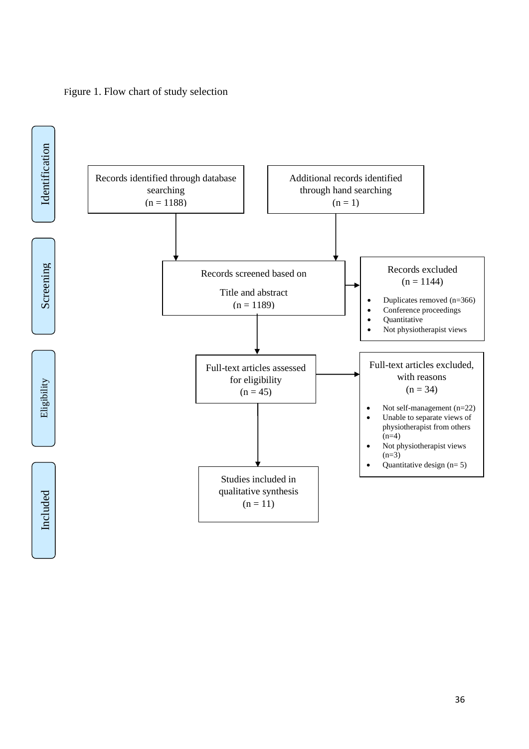Figure 1. Flow chart of study selection

Identification

Records identified through database searching
(n = 1188)

Additional records identified through hand searching
(n = 1)

Screening

Records screened based on Title and abstract
(n = 1189)

Records excluded
(n = 1144)

- Duplicates removed (n=366)
- Conference proceedings
- Quantitative
- Not physiotherapist views

Eligibility

Full-text articles assessed for eligibility
(n = 45)

Full-text articles excluded, with reasons
(n = 34)

- Not self-management (n=22)
- Unable to separate views of physiotherapist from others (n=4)
- Not physiotherapist views (n=3)
- Quantitative design (n= 5)

Included

Studies included in qualitative synthesis
(n = 11)